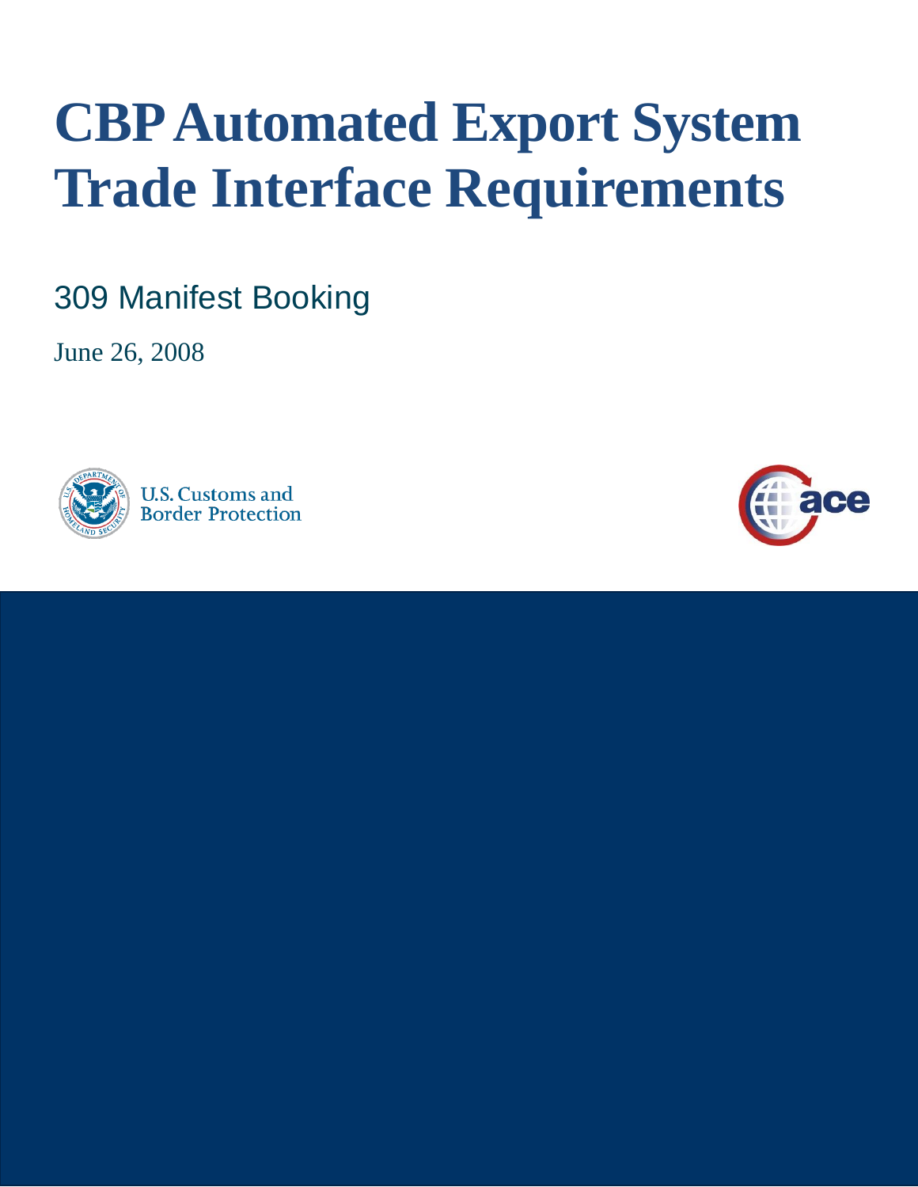# CBP Automated Export System Trade Interface Requirements

## 309 Manifest Booking

June 26, 2008

U.S. Customs and Border Protection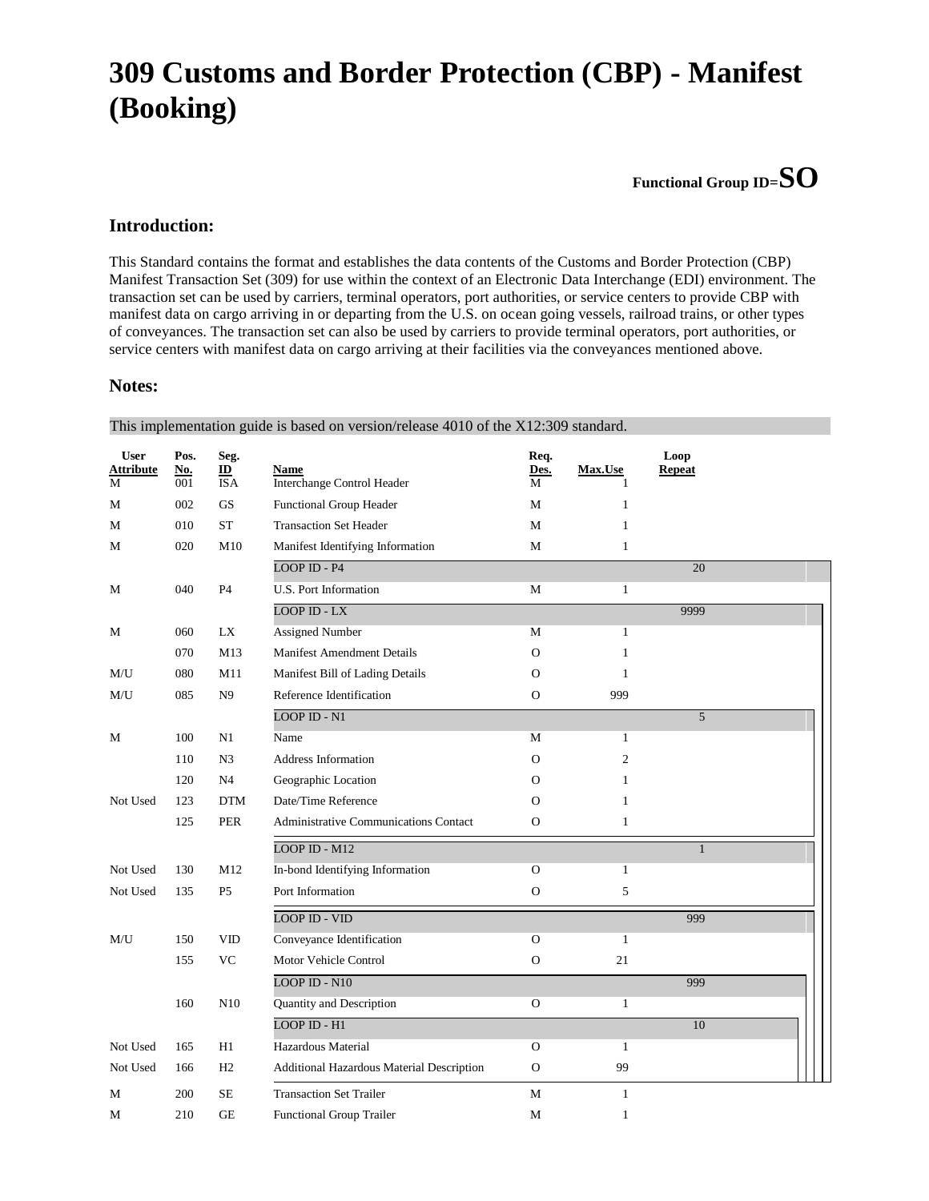# 309 Customs and Border Protection (CBP) - Manifest (Booking)

**Functional Group ID=SO**

## Introduction:

This Standard contains the format and establishes the data contents of the Customs and Border Protection (CBP) Manifest Transaction Set (309) for use within the context of an Electronic Data Interchange (EDI) environment. The transaction set can be used by carriers, terminal operators, port authorities, or service centers to provide CBP with manifest data on cargo arriving in or departing from the U.S. on ocean going vessels, railroad trains, or other types of conveyances. The transaction set can also be used by carriers to provide terminal operators, port authorities, or service centers with manifest data on cargo arriving at their facilities via the conveyances mentioned above.

## Notes:

This implementation guide is based on version/release 4010 of the X12:309 standard.

| User Attribute | Pos. No. | Seg. ID | Name | Req. Des. | Max.Use | Loop Repeat |
|---|---|---|---|---|---|---|
| M | 001 | ISA | Interchange Control Header | M | 1 | |
| M | 002 | GS | Functional Group Header | M | 1 | |
| M | 010 | ST | Transaction Set Header | M | 1 | |
| M | 020 | M10 | Manifest Identifying Information | M | 1 | |
| | | | LOOP ID - P4 | | | 20 |
| M | 040 | P4 | U.S. Port Information | M | 1 | |
| | | | LOOP ID - LX | | | 9999 |
| M | 060 | LX | Assigned Number | M | 1 | |
| | 070 | M13 | Manifest Amendment Details | O | 1 | |
| M/U | 080 | M11 | Manifest Bill of Lading Details | O | 1 | |
| M/U | 085 | N9 | Reference Identification | O | 999 | |
| | | | LOOP ID - N1 | | | 5 |
| M | 100 | N1 | Name | M | 1 | |
| | 110 | N3 | Address Information | O | 2 | |
| | 120 | N4 | Geographic Location | O | 1 | |
| Not Used | 123 | DTM | Date/Time Reference | O | 1 | |
| | 125 | PER | Administrative Communications Contact | O | 1 | |
| | | | LOOP ID - M12 | | | 1 |
| Not Used | 130 | M12 | In-bond Identifying Information | O | 1 | |
| Not Used | 135 | P5 | Port Information | O | 5 | |
| | | | LOOP ID - VID | | | 999 |
| M/U | 150 | VID | Conveyance Identification | O | 1 | |
| | 155 | VC | Motor Vehicle Control | O | 21 | |
| | | | LOOP ID - N10 | | | 999 |
| | 160 | N10 | Quantity and Description | O | 1 | |
| | | | LOOP ID - H1 | | | 10 |
| Not Used | 165 | H1 | Hazardous Material | O | 1 | |
| Not Used | 166 | H2 | Additional Hazardous Material Description | O | 99 | |
| M | 200 | SE | Transaction Set Trailer | M | 1 | |
| M | 210 | GE | Functional Group Trailer | M | 1 | |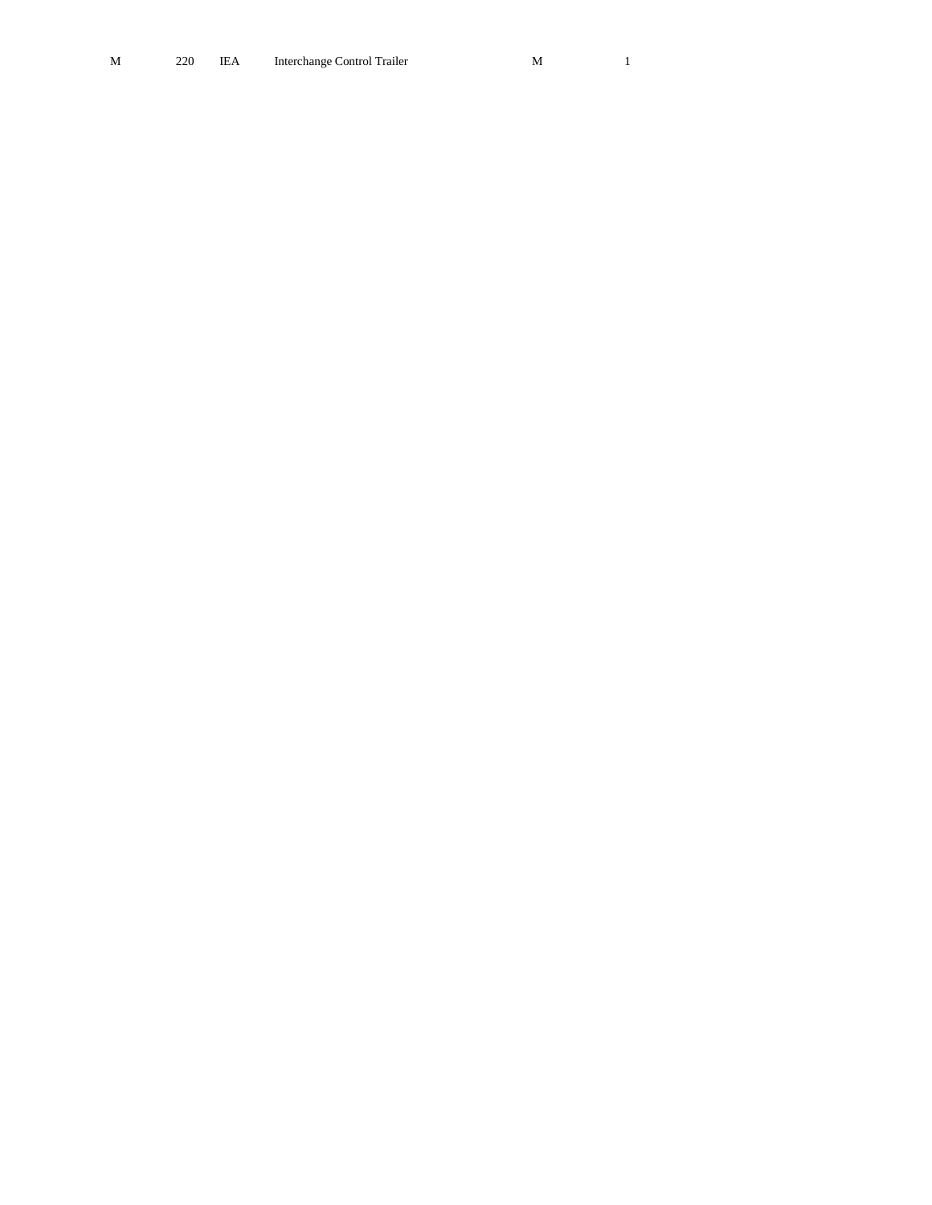| | | | | | |
|---|---|---|---|---|---|
| M | 220 | IEA | Interchange Control Trailer | M | 1 |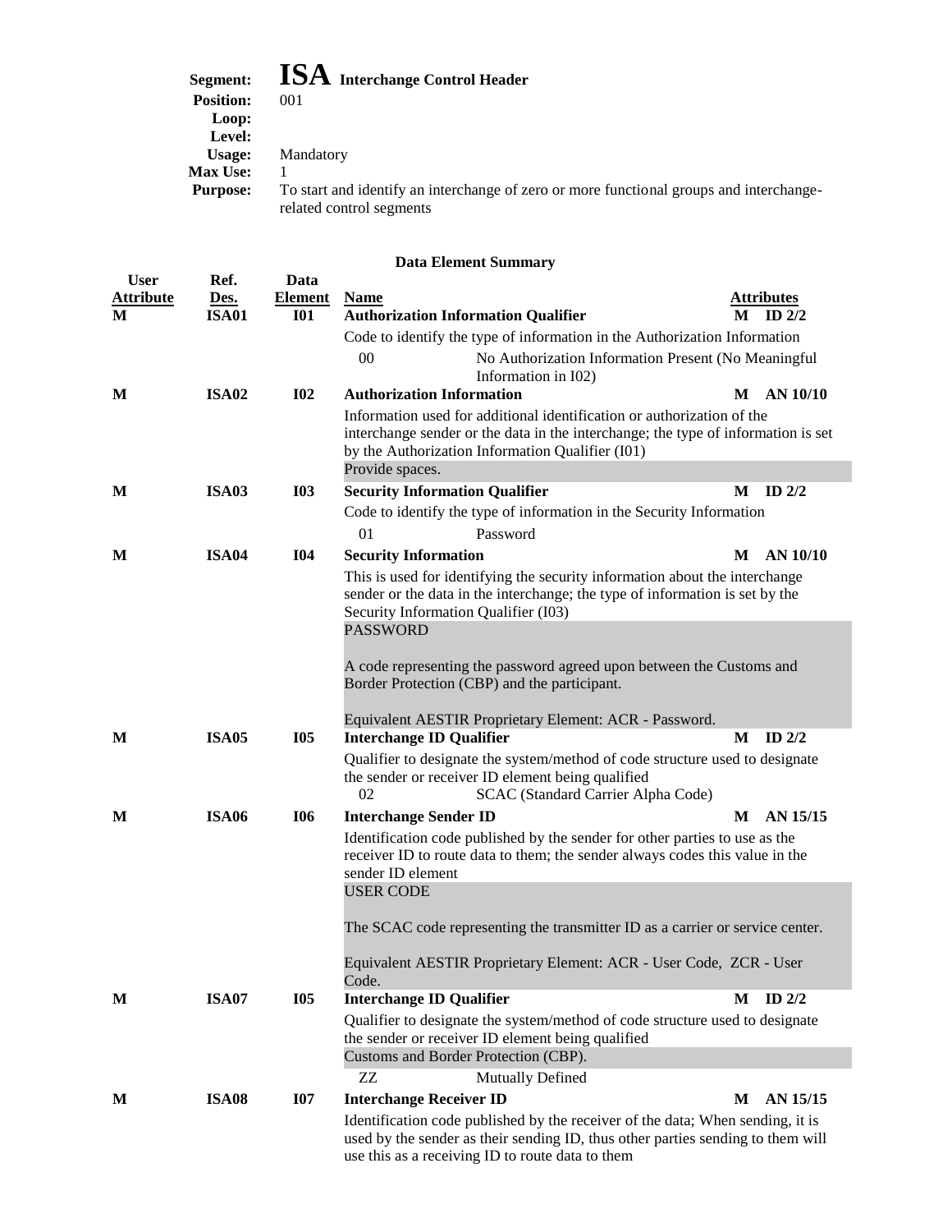**Segment:** **ISA** **Interchange Control Header**
**Position:** 001
**Loop:**
**Level:**
**Usage:** Mandatory
**Max Use:** 1
**Purpose:** To start and identify an interchange of zero or more functional groups and interchange-related control segments

### Data Element Summary

| User Attribute | Ref. Des. | Data Element | Name | Attributes |
|---|---|---|---|---|
| **M** | **ISA01** | **I01** | **Authorization Information Qualifier**<br>Code to identify the type of information in the Authorization Information<br>00 — No Authorization Information Present (No Meaningful Information in I02) | **M ID 2/2** |
| **M** | **ISA02** | **I02** | **Authorization Information**<br>Information used for additional identification or authorization of the interchange sender or the data in the interchange; the type of information is set by the Authorization Information Qualifier (I01)<br>Provide spaces. | **M AN 10/10** |
| **M** | **ISA03** | **I03** | **Security Information Qualifier**<br>Code to identify the type of information in the Security Information<br>01 — Password | **M ID 2/2** |
| **M** | **ISA04** | **I04** | **Security Information**<br>This is used for identifying the security information about the interchange sender or the data in the interchange; the type of information is set by the Security Information Qualifier (I03)<br>PASSWORD<br><br>A code representing the password agreed upon between the Customs and Border Protection (CBP) and the participant.<br><br>Equivalent AESTIR Proprietary Element: ACR - Password. | **M AN 10/10** |
| **M** | **ISA05** | **I05** | **Interchange ID Qualifier**<br>Qualifier to designate the system/method of code structure used to designate the sender or receiver ID element being qualified<br>02 — SCAC (Standard Carrier Alpha Code) | **M ID 2/2** |
| **M** | **ISA06** | **I06** | **Interchange Sender ID**<br>Identification code published by the sender for other parties to use as the receiver ID to route data to them; the sender always codes this value in the sender ID element<br>USER CODE<br><br>The SCAC code representing the transmitter ID as a carrier or service center.<br><br>Equivalent AESTIR Proprietary Element: ACR - User Code, ZCR - User Code. | **M AN 15/15** |
| **M** | **ISA07** | **I05** | **Interchange ID Qualifier**<br>Qualifier to designate the system/method of code structure used to designate the sender or receiver ID element being qualified<br>Customs and Border Protection (CBP).<br>ZZ — Mutually Defined | **M ID 2/2** |
| **M** | **ISA08** | **I07** | **Interchange Receiver ID**<br>Identification code published by the receiver of the data; When sending, it is used by the sender as their sending ID, thus other parties sending to them will use this as a receiving ID to route data to them | **M AN 15/15** |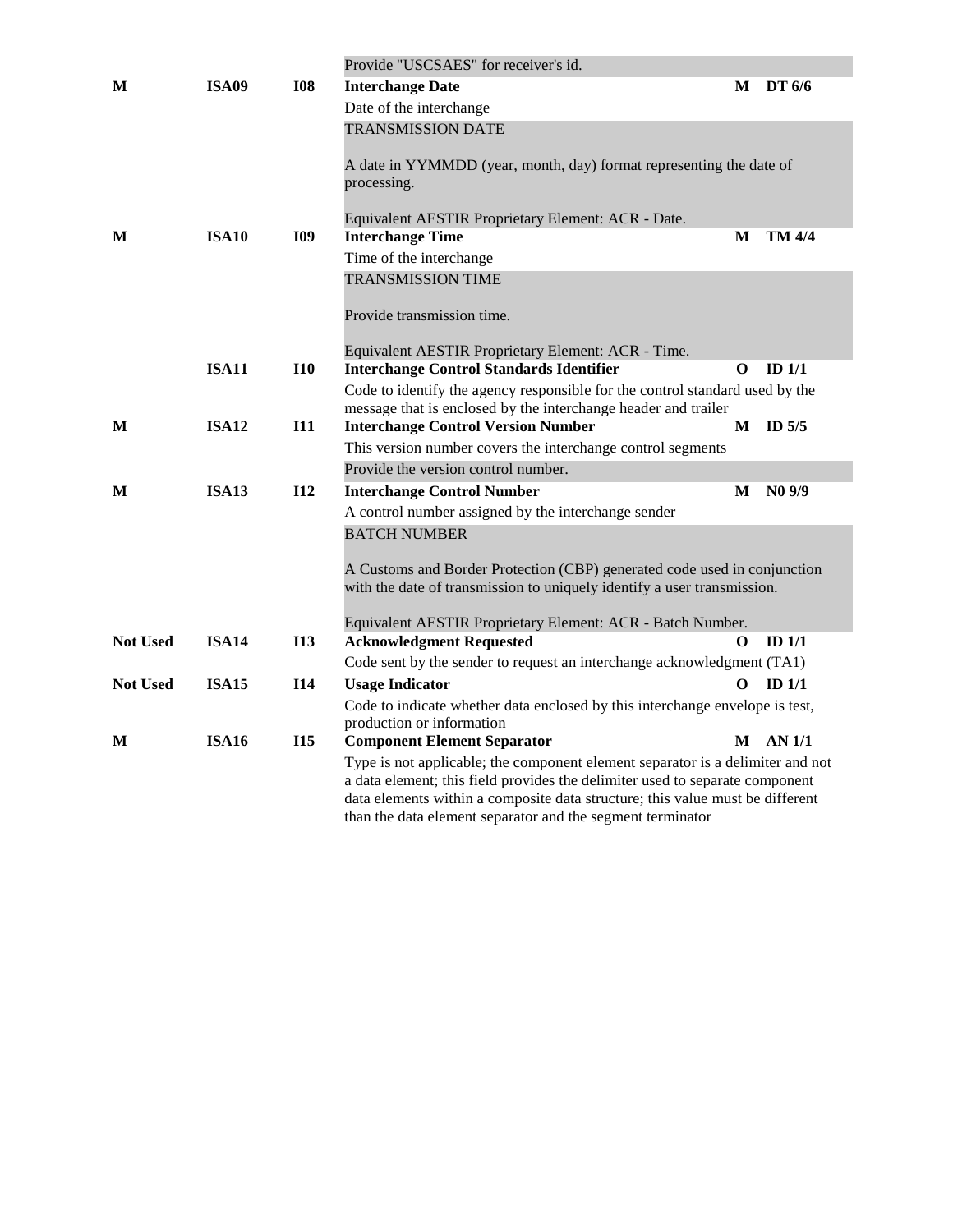| | | | Provide "USCSAES" for receiver's id. | | |
|---|---|---|---|---|---|
| **M** | **ISA09** | **I08** | **Interchange Date** | **M** | **DT 6/6** |
| | | | Date of the interchange | | |
| | | | TRANSMISSION DATE<br><br>A date in YYMMDD (year, month, day) format representing the date of processing.<br><br>Equivalent AESTIR Proprietary Element: ACR - Date. | | |
| **M** | **ISA10** | **I09** | **Interchange Time** | **M** | **TM 4/4** |
| | | | Time of the interchange | | |
| | | | TRANSMISSION TIME<br><br>Provide transmission time.<br><br>Equivalent AESTIR Proprietary Element: ACR - Time. | | |
| | **ISA11** | **I10** | **Interchange Control Standards Identifier** | **O** | **ID 1/1** |
| | | | Code to identify the agency responsible for the control standard used by the message that is enclosed by the interchange header and trailer | | |
| **M** | **ISA12** | **I11** | **Interchange Control Version Number** | **M** | **ID 5/5** |
| | | | This version number covers the interchange control segments | | |
| | | | Provide the version control number. | | |
| **M** | **ISA13** | **I12** | **Interchange Control Number** | **M** | **N0 9/9** |
| | | | A control number assigned by the interchange sender | | |
| | | | BATCH NUMBER<br><br>A Customs and Border Protection (CBP) generated code used in conjunction with the date of transmission to uniquely identify a user transmission.<br><br>Equivalent AESTIR Proprietary Element: ACR - Batch Number. | | |
| **Not Used** | **ISA14** | **I13** | **Acknowledgment Requested** | **O** | **ID 1/1** |
| | | | Code sent by the sender to request an interchange acknowledgment (TA1) | | |
| **Not Used** | **ISA15** | **I14** | **Usage Indicator** | **O** | **ID 1/1** |
| | | | Code to indicate whether data enclosed by this interchange envelope is test, production or information | | |
| **M** | **ISA16** | **I15** | **Component Element Separator** | **M** | **AN 1/1** |
| | | | Type is not applicable; the component element separator is a delimiter and not a data element; this field provides the delimiter used to separate component data elements within a composite data structure; this value must be different than the data element separator and the segment terminator | | |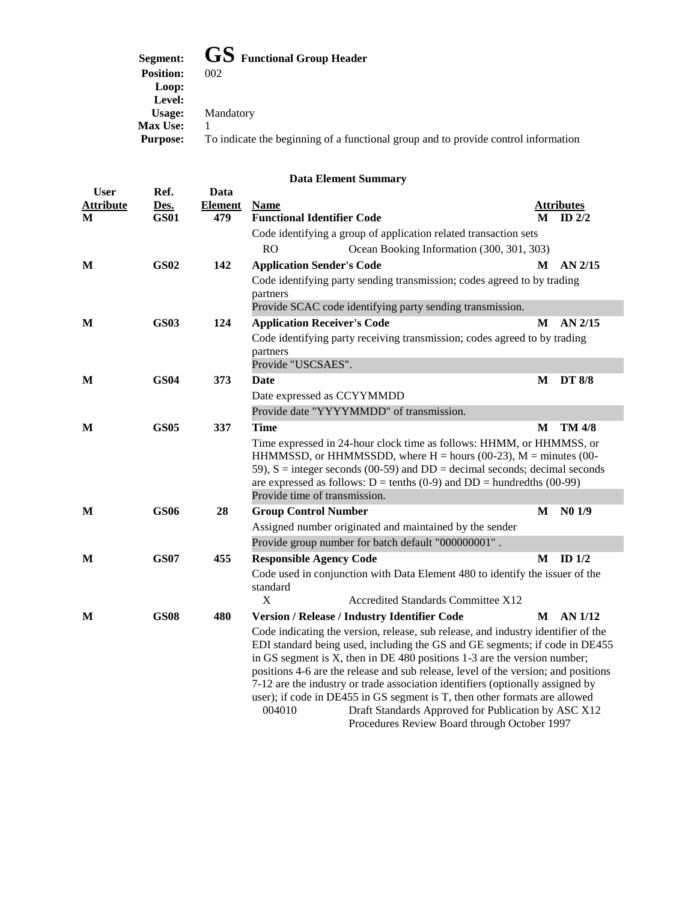**Segment:** **GS** **Functional Group Header**
**Position:** 002
**Loop:**
**Level:**
**Usage:** Mandatory
**Max Use:** 1
**Purpose:** To indicate the beginning of a functional group and to provide control information

### Data Element Summary

| User Attribute | Ref. Des. | Data Element | Name | Attributes |
|---|---|---|---|---|
| **M** | **GS01** | **479** | **Functional Identifier Code** | **M ID 2/2** |
| | | | Code identifying a group of application related transaction sets | |
| | | | RO — Ocean Booking Information (300, 301, 303) | |
| **M** | **GS02** | **142** | **Application Sender's Code** | **M AN 2/15** |
| | | | Code identifying party sending transmission; codes agreed to by trading partners | |
| | | | Provide SCAC code identifying party sending transmission. | |
| **M** | **GS03** | **124** | **Application Receiver's Code** | **M AN 2/15** |
| | | | Code identifying party receiving transmission; codes agreed to by trading partners | |
| | | | Provide "USCSAES". | |
| **M** | **GS04** | **373** | **Date** | **M DT 8/8** |
| | | | Date expressed as CCYYMMDD | |
| | | | Provide date "YYYYMMDD" of transmission. | |
| **M** | **GS05** | **337** | **Time** | **M TM 4/8** |
| | | | Time expressed in 24-hour clock time as follows: HHMM, or HHMMSS, or HHMMSSD, or HHMMSSDD, where H = hours (00-23), M = minutes (00-59), S = integer seconds (00-59) and DD = decimal seconds; decimal seconds are expressed as follows: D = tenths (0-9) and DD = hundredths (00-99) | |
| | | | Provide time of transmission. | |
| **M** | **GS06** | **28** | **Group Control Number** | **M N0 1/9** |
| | | | Assigned number originated and maintained by the sender | |
| | | | Provide group number for batch default "000000001" . | |
| **M** | **GS07** | **455** | **Responsible Agency Code** | **M ID 1/2** |
| | | | Code used in conjunction with Data Element 480 to identify the issuer of the standard | |
| | | | X — Accredited Standards Committee X12 | |
| **M** | **GS08** | **480** | **Version / Release / Industry Identifier Code** | **M AN 1/12** |
| | | | Code indicating the version, release, sub release, and industry identifier of the EDI standard being used, including the GS and GE segments; if code in DE455 in GS segment is X, then in DE 480 positions 1-3 are the version number; positions 4-6 are the release and sub release, level of the version; and positions 7-12 are the industry or trade association identifiers (optionally assigned by user); if code in DE455 in GS segment is T, then other formats are allowed | |
| | | | 004010 — Draft Standards Approved for Publication by ASC X12 Procedures Review Board through October 1997 | |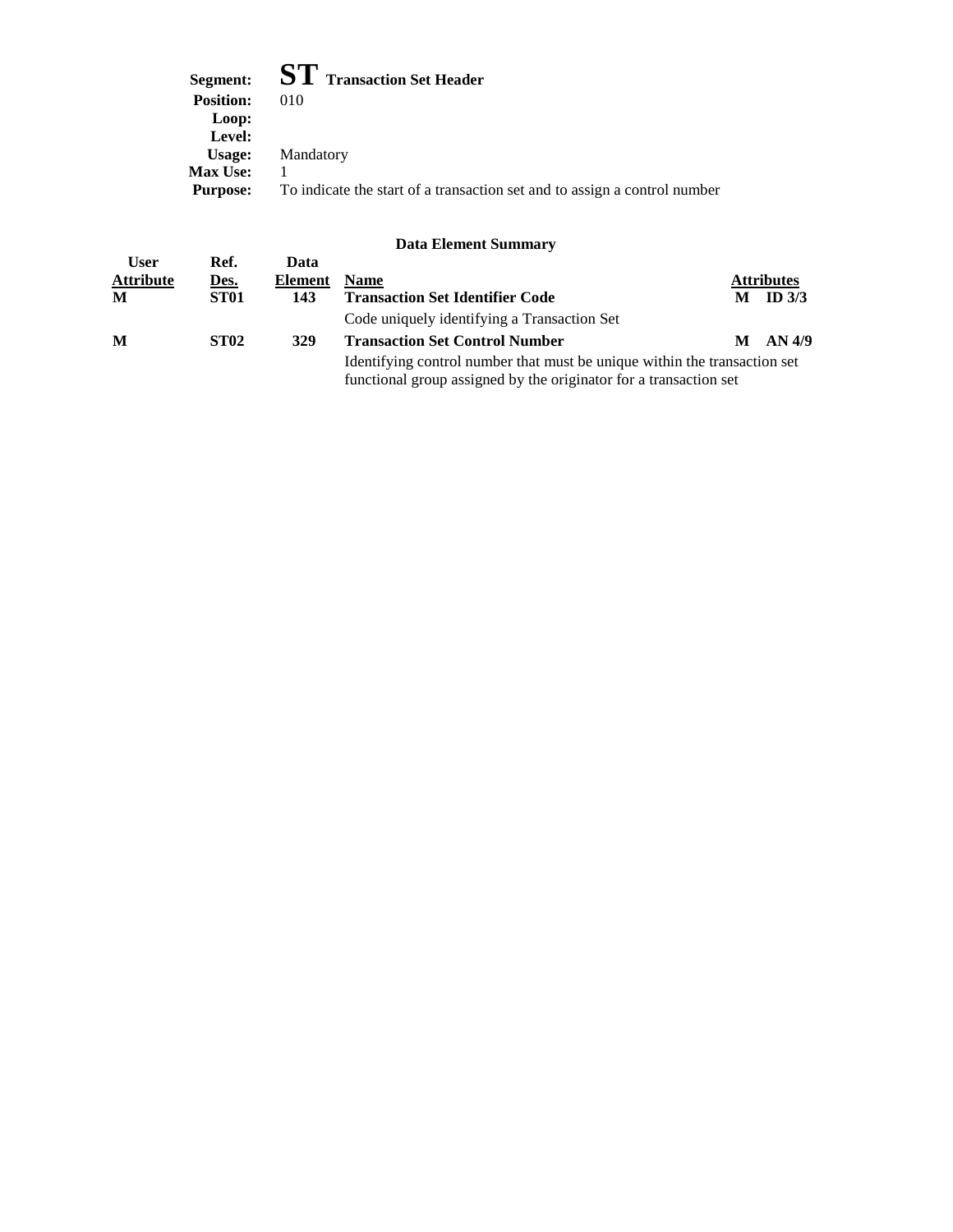**Segment:** **ST** **Transaction Set Header**
**Position:** 010
**Loop:**
**Level:**
**Usage:** Mandatory
**Max Use:** 1
**Purpose:** To indicate the start of a transaction set and to assign a control number

### Data Element Summary

| User Attribute | Ref. Des. | Data Element | Name | Attributes |
|---|---|---|---|---|
| **M** | **ST01** | **143** | **Transaction Set Identifier Code**<br>Code uniquely identifying a Transaction Set | **M ID 3/3** |
| **M** | **ST02** | **329** | **Transaction Set Control Number**<br>Identifying control number that must be unique within the transaction set functional group assigned by the originator for a transaction set | **M AN 4/9** |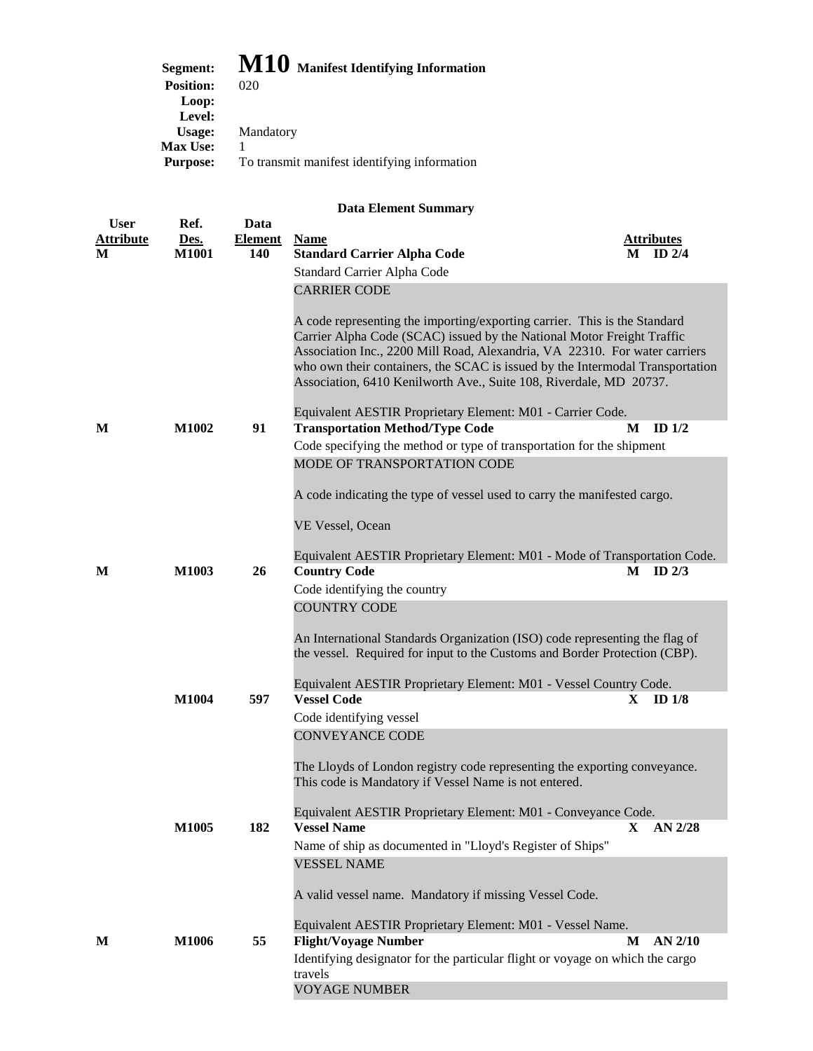**Segment:** **M10** **Manifest Identifying Information**
**Position:** 020
**Loop:**
**Level:**
**Usage:** Mandatory
**Max Use:** 1
**Purpose:** To transmit manifest identifying information

### Data Element Summary

| User Attribute | Ref. Des. | Data Element | Name | Attributes |
|---|---|---|---|---|
| **M** | **M1001** | **140** | **Standard Carrier Alpha Code** | **M ID 2/4** |
| | | | Standard Carrier Alpha Code<br>CARRIER CODE<br><br>A code representing the importing/exporting carrier. This is the Standard Carrier Alpha Code (SCAC) issued by the National Motor Freight Traffic Association Inc., 2200 Mill Road, Alexandria, VA 22310. For water carriers who own their containers, the SCAC is issued by the Intermodal Transportation Association, 6410 Kenilworth Ave., Suite 108, Riverdale, MD 20737.<br><br>Equivalent AESTIR Proprietary Element: M01 - Carrier Code. | |
| **M** | **M1002** | **91** | **Transportation Method/Type Code** | **M ID 1/2** |
| | | | Code specifying the method or type of transportation for the shipment<br>MODE OF TRANSPORTATION CODE<br><br>A code indicating the type of vessel used to carry the manifested cargo.<br><br>VE Vessel, Ocean<br><br>Equivalent AESTIR Proprietary Element: M01 - Mode of Transportation Code. | |
| **M** | **M1003** | **26** | **Country Code** | **M ID 2/3** |
| | | | Code identifying the country<br>COUNTRY CODE<br><br>An International Standards Organization (ISO) code representing the flag of the vessel. Required for input to the Customs and Border Protection (CBP).<br><br>Equivalent AESTIR Proprietary Element: M01 - Vessel Country Code. | |
| | **M1004** | **597** | **Vessel Code** | **X ID 1/8** |
| | | | Code identifying vessel<br>CONVEYANCE CODE<br><br>The Lloyds of London registry code representing the exporting conveyance. This code is Mandatory if Vessel Name is not entered.<br><br>Equivalent AESTIR Proprietary Element: M01 - Conveyance Code. | |
| | **M1005** | **182** | **Vessel Name** | **X AN 2/28** |
| | | | Name of ship as documented in "Lloyd's Register of Ships"<br>VESSEL NAME<br><br>A valid vessel name. Mandatory if missing Vessel Code.<br><br>Equivalent AESTIR Proprietary Element: M01 - Vessel Name. | |
| **M** | **M1006** | **55** | **Flight/Voyage Number** | **M AN 2/10** |
| | | | Identifying designator for the particular flight or voyage on which the cargo travels<br>VOYAGE NUMBER | |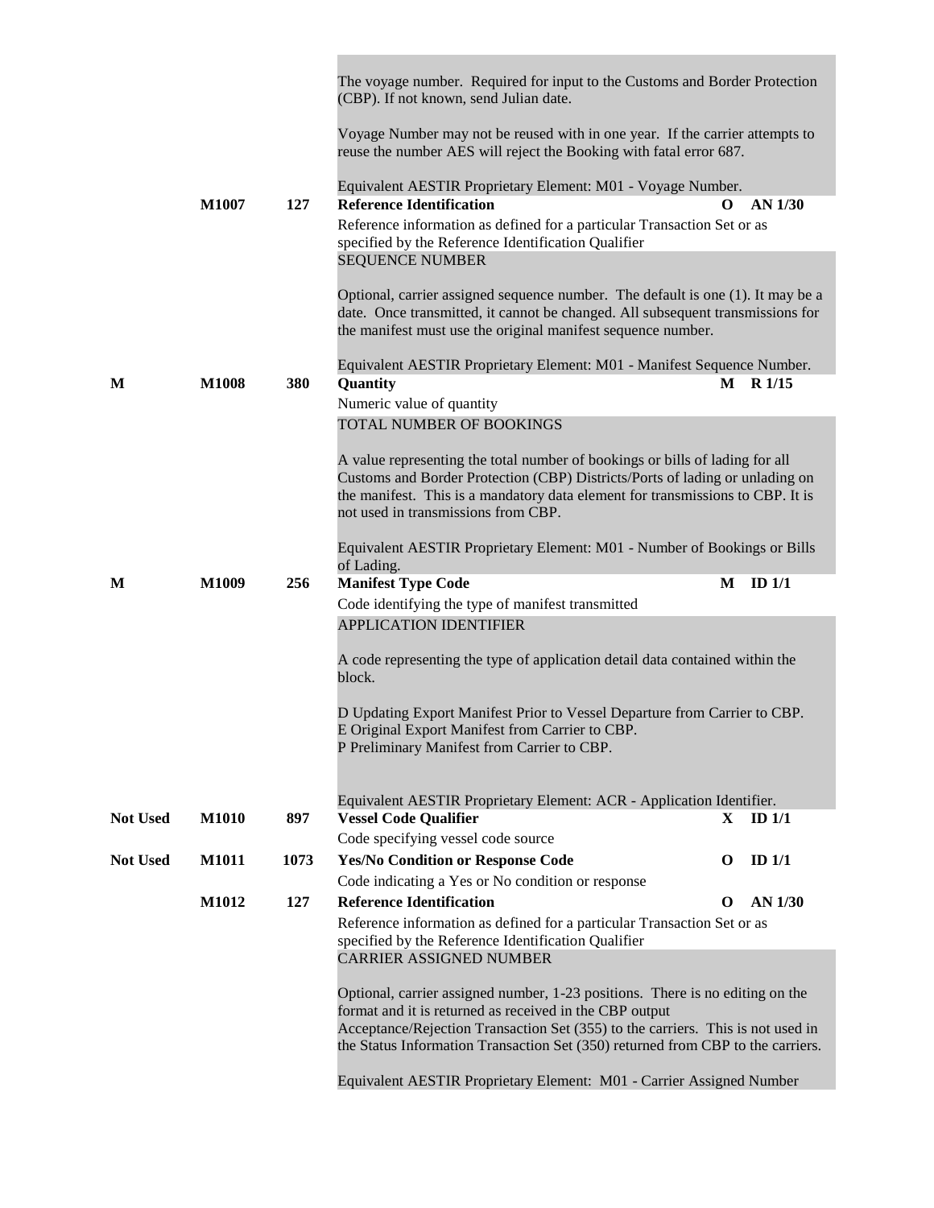The voyage number. Required for input to the Customs and Border Protection (CBP). If not known, send Julian date.

Voyage Number may not be reused with in one year. If the carrier attempts to reuse the number AES will reject the Booking with fatal error 687.

Equivalent AESTIR Proprietary Element: M01 - Voyage Number.

| | | | | | |
|---|---|---|---|---|---|
| | **M1007** | **127** | **Reference Identification** | **O** | **AN 1/30** |

Reference information as defined for a particular Transaction Set or as specified by the Reference Identification Qualifier

SEQUENCE NUMBER

Optional, carrier assigned sequence number. The default is one (1). It may be a date. Once transmitted, it cannot be changed. All subsequent transmissions for the manifest must use the original manifest sequence number.

Equivalent AESTIR Proprietary Element: M01 - Manifest Sequence Number.

| | | | | | |
|---|---|---|---|---|---|
| **M** | **M1008** | **380** | **Quantity** | **M** | **R 1/15** |

Numeric value of quantity

TOTAL NUMBER OF BOOKINGS

A value representing the total number of bookings or bills of lading for all Customs and Border Protection (CBP) Districts/Ports of lading or unlading on the manifest. This is a mandatory data element for transmissions to CBP. It is not used in transmissions from CBP.

Equivalent AESTIR Proprietary Element: M01 - Number of Bookings or Bills of Lading.

| | | | | | |
|---|---|---|---|---|---|
| **M** | **M1009** | **256** | **Manifest Type Code** | **M** | **ID 1/1** |

Code identifying the type of manifest transmitted

APPLICATION IDENTIFIER

A code representing the type of application detail data contained within the block.

D Updating Export Manifest Prior to Vessel Departure from Carrier to CBP.
E Original Export Manifest from Carrier to CBP.
P Preliminary Manifest from Carrier to CBP.

Equivalent AESTIR Proprietary Element: ACR - Application Identifier.

| | | | | | |
|---|---|---|---|---|---|
| **Not Used** | **M1010** | **897** | **Vessel Code Qualifier** | **X** | **ID 1/1** |

Code specifying vessel code source

| | | | | | |
|---|---|---|---|---|---|
| **Not Used** | **M1011** | **1073** | **Yes/No Condition or Response Code** | **O** | **ID 1/1** |

Code indicating a Yes or No condition or response

| | | | | | |
|---|---|---|---|---|---|
| | **M1012** | **127** | **Reference Identification** | **O** | **AN 1/30** |

Reference information as defined for a particular Transaction Set or as specified by the Reference Identification Qualifier

CARRIER ASSIGNED NUMBER

Optional, carrier assigned number, 1-23 positions. There is no editing on the format and it is returned as received in the CBP output Acceptance/Rejection Transaction Set (355) to the carriers. This is not used in the Status Information Transaction Set (350) returned from CBP to the carriers.

Equivalent AESTIR Proprietary Element: M01 - Carrier Assigned Number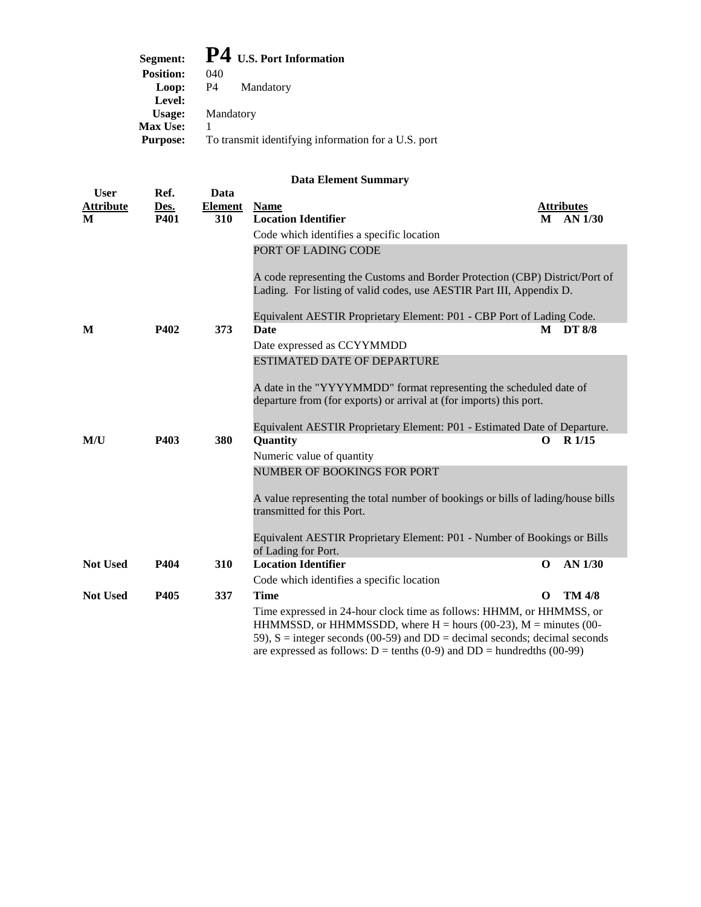**Segment:** **P4** **U.S. Port Information**
**Position:** 040
**Loop:** P4 Mandatory
**Level:**
**Usage:** Mandatory
**Max Use:** 1
**Purpose:** To transmit identifying information for a U.S. port

### Data Element Summary

| User Attribute | Ref. Des. | Data Element | Name | Attributes |
|---|---|---|---|---|
| **M** | **P401** | **310** | **Location Identifier**<br>Code which identifies a specific location<br>PORT OF LADING CODE<br><br>A code representing the Customs and Border Protection (CBP) District/Port of Lading. For listing of valid codes, use AESTIR Part III, Appendix D.<br><br>Equivalent AESTIR Proprietary Element: P01 - CBP Port of Lading Code. | **M AN 1/30** |
| **M** | **P402** | **373** | **Date**<br>Date expressed as CCYYMMDD<br>ESTIMATED DATE OF DEPARTURE<br><br>A date in the "YYYYMMDD" format representing the scheduled date of departure from (for exports) or arrival at (for imports) this port.<br><br>Equivalent AESTIR Proprietary Element: P01 - Estimated Date of Departure. | **M DT 8/8** |
| **M/U** | **P403** | **380** | **Quantity**<br>Numeric value of quantity<br>NUMBER OF BOOKINGS FOR PORT<br><br>A value representing the total number of bookings or bills of lading/house bills transmitted for this Port.<br><br>Equivalent AESTIR Proprietary Element: P01 - Number of Bookings or Bills of Lading for Port. | **O R 1/15** |
| **Not Used** | **P404** | **310** | **Location Identifier**<br>Code which identifies a specific location | **O AN 1/30** |
| **Not Used** | **P405** | **337** | **Time**<br>Time expressed in 24-hour clock time as follows: HHMM, or HHMMSS, or HHMMSSD, or HHMMSSDD, where H = hours (00-23), M = minutes (00-59), S = integer seconds (00-59) and DD = decimal seconds; decimal seconds are expressed as follows: D = tenths (0-9) and DD = hundredths (00-99) | **O TM 4/8** |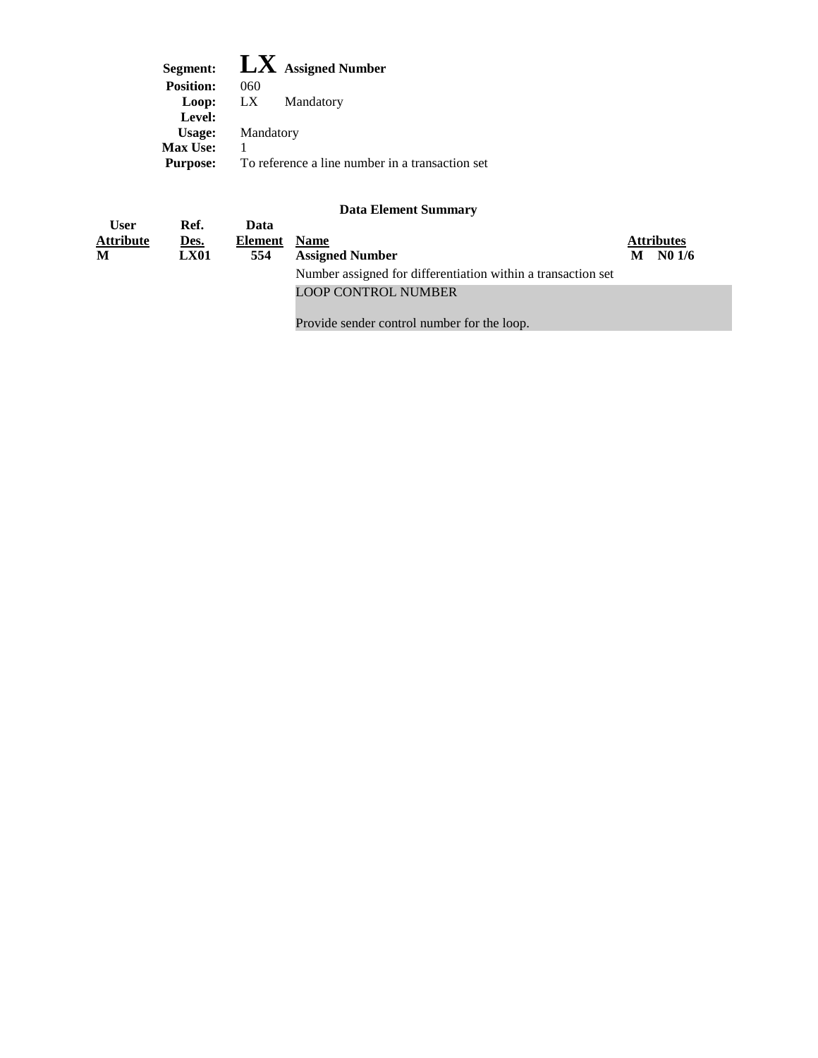**Segment:** **LX** **Assigned Number**
**Position:** 060
**Loop:** LX Mandatory
**Level:**
**Usage:** Mandatory
**Max Use:** 1
**Purpose:** To reference a line number in a transaction set

**Data Element Summary**

| User Attribute | Ref. Des. | Data Element | Name | Attributes |
|---|---|---|---|---|
| **M** | **LX01** | **554** | **Assigned Number** | **M N0 1/6** |
| | | | Number assigned for differentiation within a transaction set | |
| | | | LOOP CONTROL NUMBER<br><br>Provide sender control number for the loop. | |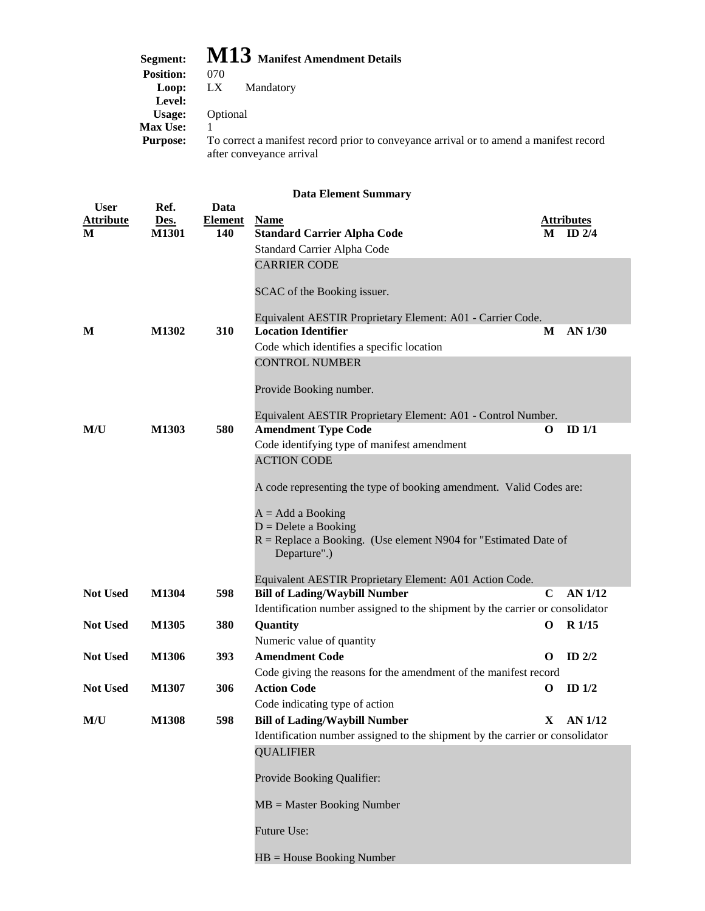**Segment:** **M13** **Manifest Amendment Details**
**Position:** 070
**Loop:** LX Mandatory
**Level:**
**Usage:** Optional
**Max Use:** 1
**Purpose:** To correct a manifest record prior to conveyance arrival or to amend a manifest record after conveyance arrival

### Data Element Summary

| User Attribute | Ref. Des. | Data Element | Name | Attributes | |
|---|---|---|---|---|---|
| M | M1301 | 140 | **Standard Carrier Alpha Code**<br>Standard Carrier Alpha Code<br>CARRIER CODE<br><br>SCAC of the Booking issuer.<br><br>Equivalent AESTIR Proprietary Element: A01 - Carrier Code. | M | ID 2/4 |
| M | M1302 | 310 | **Location Identifier**<br>Code which identifies a specific location<br>CONTROL NUMBER<br><br>Provide Booking number.<br><br>Equivalent AESTIR Proprietary Element: A01 - Control Number. | M | AN 1/30 |
| M/U | M1303 | 580 | **Amendment Type Code**<br>Code identifying type of manifest amendment<br>ACTION CODE<br><br>A code representing the type of booking amendment. Valid Codes are:<br><br>A = Add a Booking<br>D = Delete a Booking<br>R = Replace a Booking. (Use element N904 for "Estimated Date of Departure".)<br><br>Equivalent AESTIR Proprietary Element: A01 Action Code. | O | ID 1/1 |
| Not Used | M1304 | 598 | **Bill of Lading/Waybill Number**<br>Identification number assigned to the shipment by the carrier or consolidator | C | AN 1/12 |
| Not Used | M1305 | 380 | **Quantity**<br>Numeric value of quantity | O | R 1/15 |
| Not Used | M1306 | 393 | **Amendment Code**<br>Code giving the reasons for the amendment of the manifest record | O | ID 2/2 |
| Not Used | M1307 | 306 | **Action Code**<br>Code indicating type of action | O | ID 1/2 |
| M/U | M1308 | 598 | **Bill of Lading/Waybill Number**<br>Identification number assigned to the shipment by the carrier or consolidator<br>QUALIFIER<br><br>Provide Booking Qualifier:<br><br>MB = Master Booking Number<br><br>Future Use:<br><br>HB = House Booking Number | X | AN 1/12 |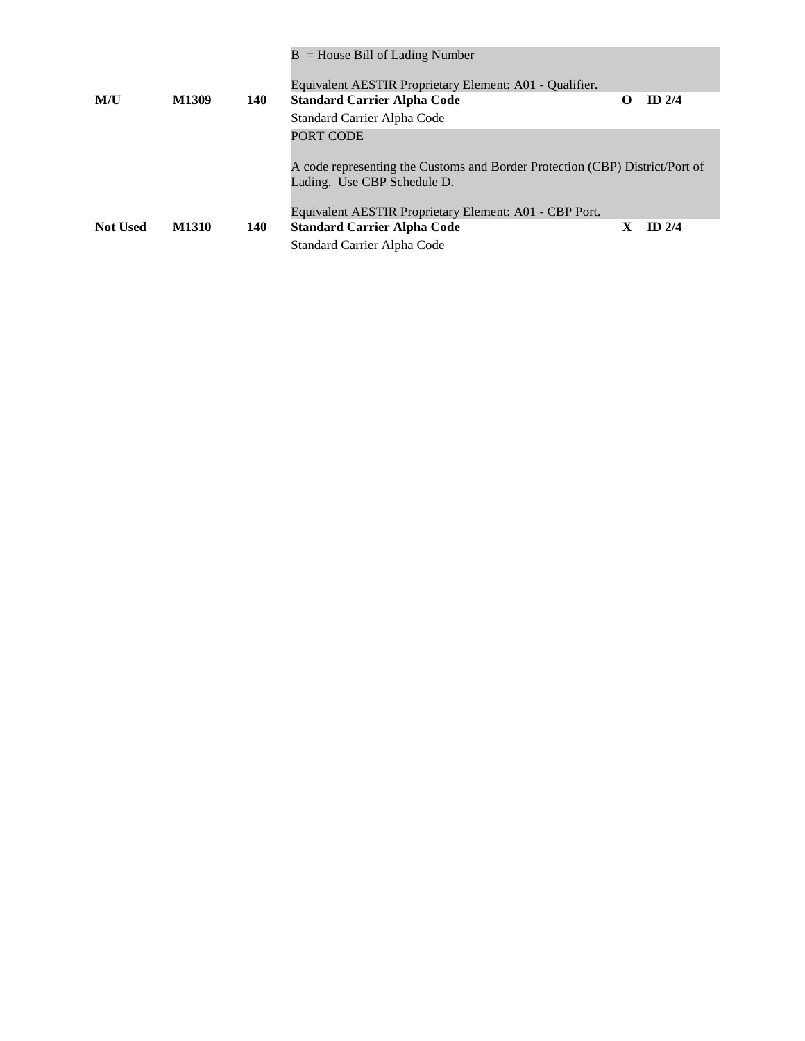| | | | | | |
|---|---|---|---|---|---|
| | | | B = House Bill of Lading Number<br><br>Equivalent AESTIR Proprietary Element: A01 - Qualifier. | | |
| **M/U** | **M1309** | **140** | **Standard Carrier Alpha Code** | **O** | **ID 2/4** |
| | | | Standard Carrier Alpha Code | | |
| | | | PORT CODE<br><br>A code representing the Customs and Border Protection (CBP) District/Port of Lading. Use CBP Schedule D.<br><br>Equivalent AESTIR Proprietary Element: A01 - CBP Port. | | |
| **Not Used** | **M1310** | **140** | **Standard Carrier Alpha Code** | **X** | **ID 2/4** |
| | | | Standard Carrier Alpha Code | | |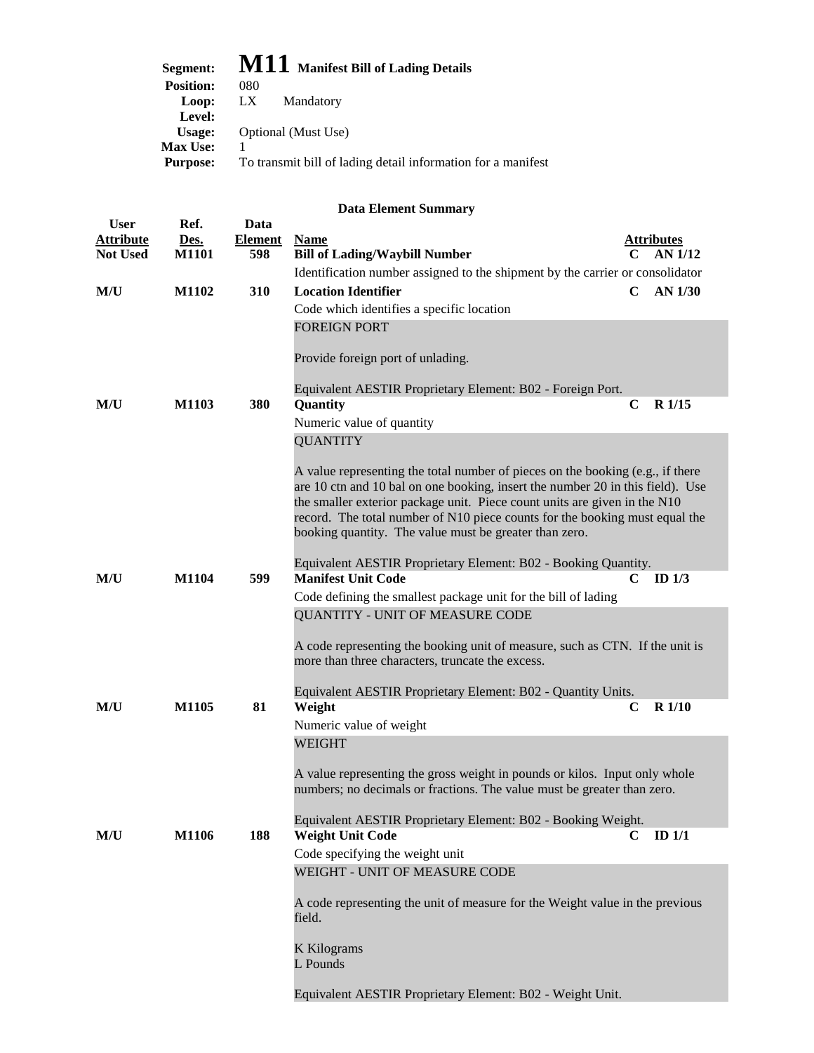**Segment:** **M11** **Manifest Bill of Lading Details**
**Position:** 080
**Loop:** LX Mandatory
**Level:**
**Usage:** Optional (Must Use)
**Max Use:** 1
**Purpose:** To transmit bill of lading detail information for a manifest

### Data Element Summary

| User Attribute | Ref. Des. | Data Element | Name | | Attributes |
|---|---|---|---|---|---|
| Not Used | M1101 | 598 | **Bill of Lading/Waybill Number** | C | AN 1/12 |
| | | | Identification number assigned to the shipment by the carrier or consolidator | | |
| M/U | M1102 | 310 | **Location Identifier** | C | AN 1/30 |
| | | | Code which identifies a specific location<br><br>FOREIGN PORT<br><br>Provide foreign port of unlading.<br><br>Equivalent AESTIR Proprietary Element: B02 - Foreign Port. | | |
| M/U | M1103 | 380 | **Quantity** | C | R 1/15 |
| | | | Numeric value of quantity<br><br>QUANTITY<br><br>A value representing the total number of pieces on the booking (e.g., if there are 10 ctn and 10 bal on one booking, insert the number 20 in this field). Use the smaller exterior package unit. Piece count units are given in the N10 record. The total number of N10 piece counts for the booking must equal the booking quantity. The value must be greater than zero.<br><br>Equivalent AESTIR Proprietary Element: B02 - Booking Quantity. | | |
| M/U | M1104 | 599 | **Manifest Unit Code** | C | ID 1/3 |
| | | | Code defining the smallest package unit for the bill of lading<br><br>QUANTITY - UNIT OF MEASURE CODE<br><br>A code representing the booking unit of measure, such as CTN. If the unit is more than three characters, truncate the excess.<br><br>Equivalent AESTIR Proprietary Element: B02 - Quantity Units. | | |
| M/U | M1105 | 81 | **Weight** | C | R 1/10 |
| | | | Numeric value of weight<br><br>WEIGHT<br><br>A value representing the gross weight in pounds or kilos. Input only whole numbers; no decimals or fractions. The value must be greater than zero.<br><br>Equivalent AESTIR Proprietary Element: B02 - Booking Weight. | | |
| M/U | M1106 | 188 | **Weight Unit Code** | C | ID 1/1 |
| | | | Code specifying the weight unit<br><br>WEIGHT - UNIT OF MEASURE CODE<br><br>A code representing the unit of measure for the Weight value in the previous field.<br><br>K Kilograms<br>L Pounds<br><br>Equivalent AESTIR Proprietary Element: B02 - Weight Unit. | | |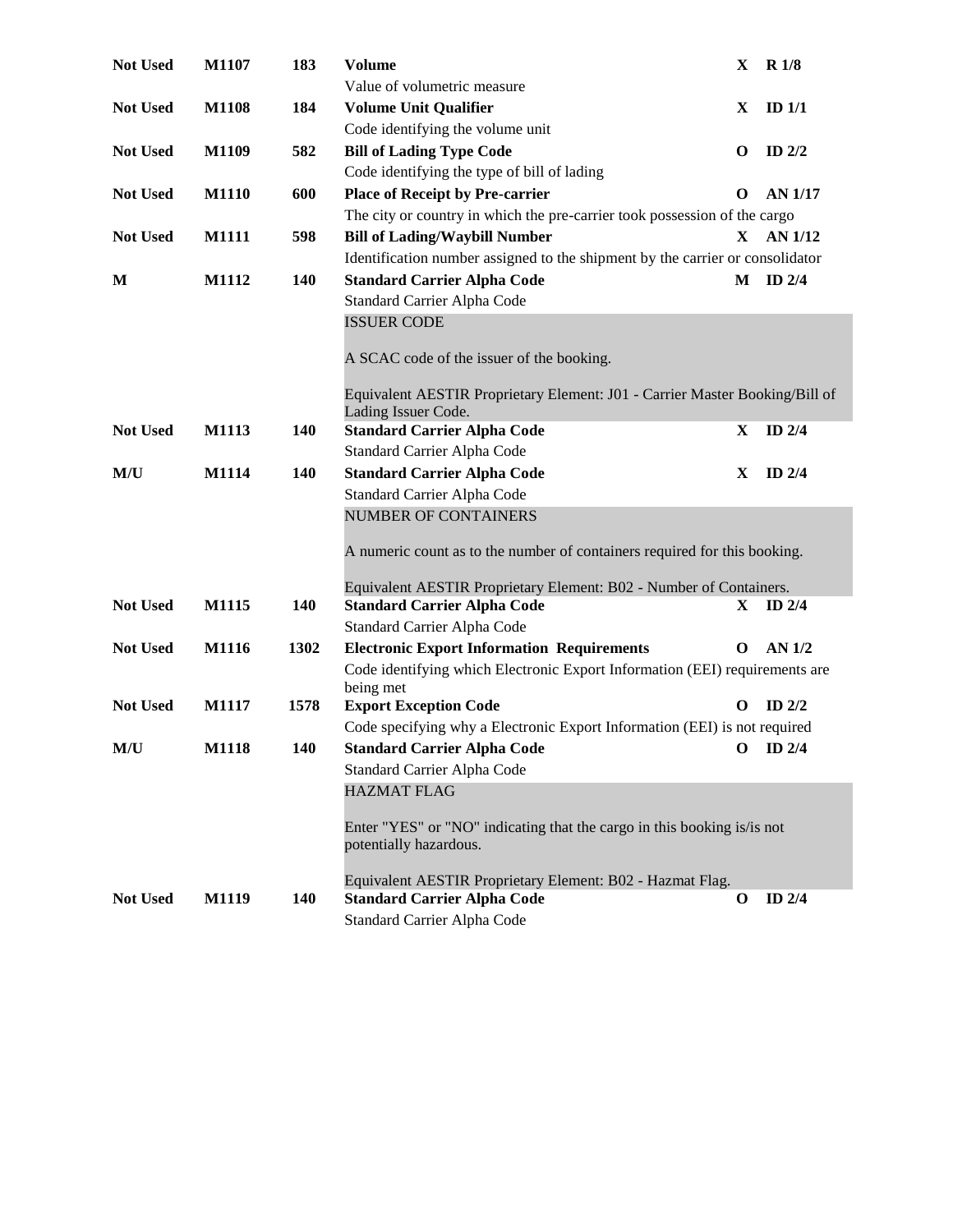| Usage | Ref | Elem | Name | Req | Type |
|---|---|---|---|---|---|
| Not Used | M1107 | 183 | **Volume**<br>Value of volumetric measure | X | R 1/8 |
| Not Used | M1108 | 184 | **Volume Unit Qualifier**<br>Code identifying the volume unit | X | ID 1/1 |
| Not Used | M1109 | 582 | **Bill of Lading Type Code**<br>Code identifying the type of bill of lading | O | ID 2/2 |
| Not Used | M1110 | 600 | **Place of Receipt by Pre-carrier**<br>The city or country in which the pre-carrier took possession of the cargo | O | AN 1/17 |
| Not Used | M1111 | 598 | **Bill of Lading/Waybill Number**<br>Identification number assigned to the shipment by the carrier or consolidator | X | AN 1/12 |
| M | M1112 | 140 | **Standard Carrier Alpha Code**<br>Standard Carrier Alpha Code<br>ISSUER CODE<br><br>A SCAC code of the issuer of the booking.<br><br>Equivalent AESTIR Proprietary Element: J01 - Carrier Master Booking/Bill of Lading Issuer Code. | M | ID 2/4 |
| Not Used | M1113 | 140 | **Standard Carrier Alpha Code**<br>Standard Carrier Alpha Code | X | ID 2/4 |
| M/U | M1114 | 140 | **Standard Carrier Alpha Code**<br>Standard Carrier Alpha Code<br>NUMBER OF CONTAINERS<br><br>A numeric count as to the number of containers required for this booking.<br><br>Equivalent AESTIR Proprietary Element: B02 - Number of Containers. | X | ID 2/4 |
| Not Used | M1115 | 140 | **Standard Carrier Alpha Code**<br>Standard Carrier Alpha Code | X | ID 2/4 |
| Not Used | M1116 | 1302 | **Electronic Export Information Requirements**<br>Code identifying which Electronic Export Information (EEI) requirements are being met | O | AN 1/2 |
| Not Used | M1117 | 1578 | **Export Exception Code**<br>Code specifying why a Electronic Export Information (EEI) is not required | O | ID 2/2 |
| M/U | M1118 | 140 | **Standard Carrier Alpha Code**<br>Standard Carrier Alpha Code<br>HAZMAT FLAG<br><br>Enter "YES" or "NO" indicating that the cargo in this booking is/is not potentially hazardous.<br><br>Equivalent AESTIR Proprietary Element: B02 - Hazmat Flag. | O | ID 2/4 |
| Not Used | M1119 | 140 | **Standard Carrier Alpha Code**<br>Standard Carrier Alpha Code | O | ID 2/4 |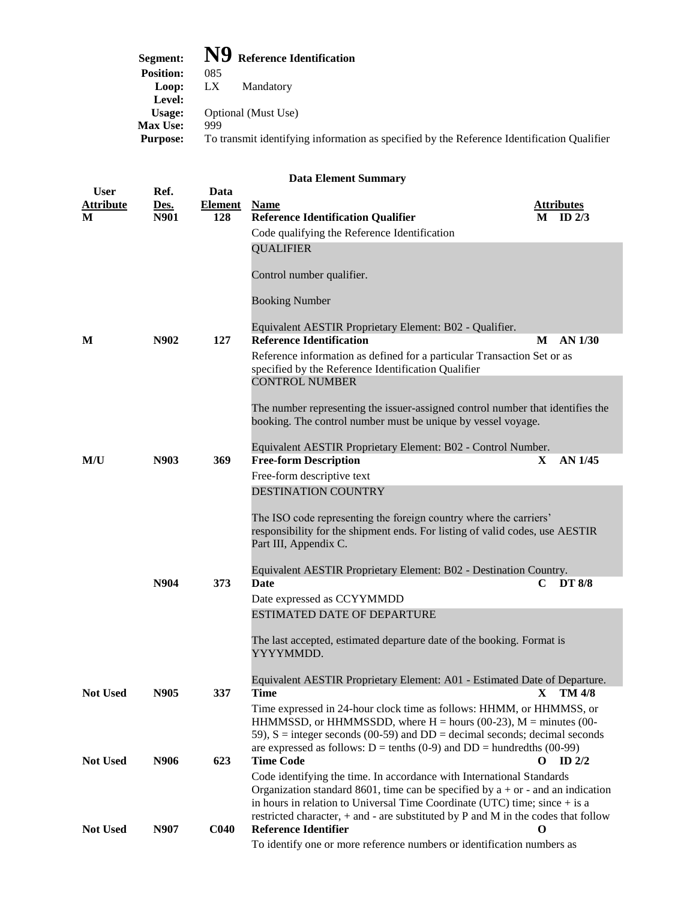**Segment:** **N9** **Reference Identification**
**Position:** 085
**Loop:** LX Mandatory
**Level:**
**Usage:** Optional (Must Use)
**Max Use:** 999
**Purpose:** To transmit identifying information as specified by the Reference Identification Qualifier

## Data Element Summary

| User Attribute | Ref. Des. | Data Element | Name | | Attributes |
|---|---|---|---|---|---|
| **M** | **N901** | **128** | **Reference Identification Qualifier**<br>Code qualifying the Reference Identification<br>QUALIFIER<br><br>Control number qualifier.<br><br>Booking Number<br><br>Equivalent AESTIR Proprietary Element: B02 - Qualifier. | **M** | **ID 2/3** |
| **M** | **N902** | **127** | **Reference Identification**<br>Reference information as defined for a particular Transaction Set or as specified by the Reference Identification Qualifier<br>CONTROL NUMBER<br><br>The number representing the issuer-assigned control number that identifies the booking. The control number must be unique by vessel voyage.<br><br>Equivalent AESTIR Proprietary Element: B02 - Control Number. | **M** | **AN 1/30** |
| **M/U** | **N903** | **369** | **Free-form Description**<br>Free-form descriptive text<br>DESTINATION COUNTRY<br><br>The ISO code representing the foreign country where the carriers' responsibility for the shipment ends. For listing of valid codes, use AESTIR Part III, Appendix C.<br><br>Equivalent AESTIR Proprietary Element: B02 - Destination Country. | **X** | **AN 1/45** |
| | **N904** | **373** | **Date**<br>Date expressed as CCYYMMDD<br>ESTIMATED DATE OF DEPARTURE<br><br>The last accepted, estimated departure date of the booking. Format is YYYYMMDD.<br><br>Equivalent AESTIR Proprietary Element: A01 - Estimated Date of Departure. | **C** | **DT 8/8** |
| **Not Used** | **N905** | **337** | **Time**<br>Time expressed in 24-hour clock time as follows: HHMM, or HHMMSS, or HHMMSSD, or HHMMSSDD, where H = hours (00-23), M = minutes (00-59), S = integer seconds (00-59) and DD = decimal seconds; decimal seconds are expressed as follows: D = tenths (0-9) and DD = hundredths (00-99) | **X** | **TM 4/8** |
| **Not Used** | **N906** | **623** | **Time Code**<br>Code identifying the time. In accordance with International Standards Organization standard 8601, time can be specified by a + or - and an indication in hours in relation to Universal Time Coordinate (UTC) time; since + is a restricted character, + and - are substituted by P and M in the codes that follow | **O** | **ID 2/2** |
| **Not Used** | **N907** | **C040** | **Reference Identifier**<br>To identify one or more reference numbers or identification numbers as | **O** | |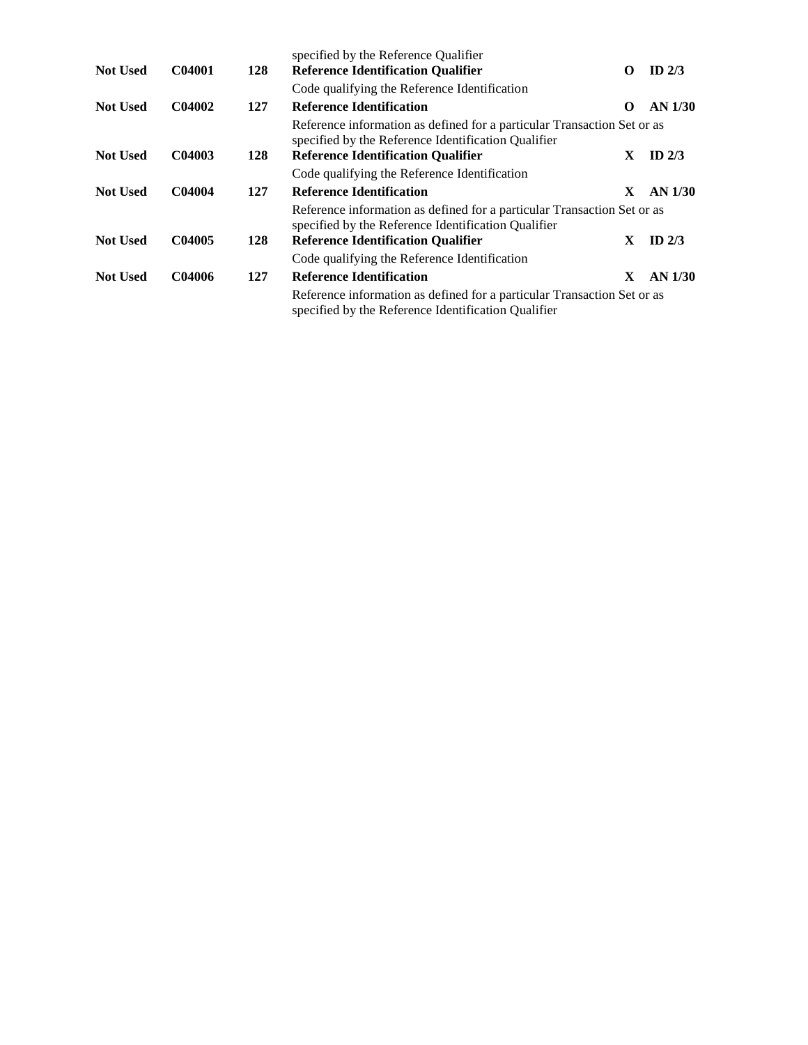| | | | specified by the Reference Qualifier | | |
|---|---|---|---|---|---|
| **Not Used** | **C04001** | **128** | **Reference Identification Qualifier** | **O** | **ID 2/3** |
| | | | Code qualifying the Reference Identification | | |
| **Not Used** | **C04002** | **127** | **Reference Identification** | **O** | **AN 1/30** |
| | | | Reference information as defined for a particular Transaction Set or as specified by the Reference Identification Qualifier | | |
| **Not Used** | **C04003** | **128** | **Reference Identification Qualifier** | **X** | **ID 2/3** |
| | | | Code qualifying the Reference Identification | | |
| **Not Used** | **C04004** | **127** | **Reference Identification** | **X** | **AN 1/30** |
| | | | Reference information as defined for a particular Transaction Set or as specified by the Reference Identification Qualifier | | |
| **Not Used** | **C04005** | **128** | **Reference Identification Qualifier** | **X** | **ID 2/3** |
| | | | Code qualifying the Reference Identification | | |
| **Not Used** | **C04006** | **127** | **Reference Identification** | **X** | **AN 1/30** |
| | | | Reference information as defined for a particular Transaction Set or as specified by the Reference Identification Qualifier | | |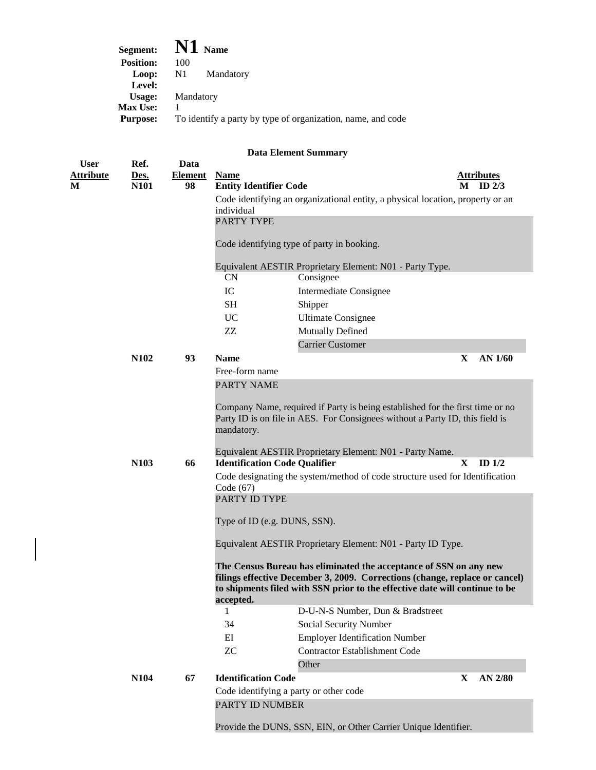**Segment:** **N1** **Name**
**Position:** 100
**Loop:** N1 Mandatory
**Level:**
**Usage:** Mandatory
**Max Use:** 1
**Purpose:** To identify a party by type of organization, name, and code

**Data Element Summary**

| User Attribute | Ref. Des. | Data Element | Name | Attributes |
|---|---|---|---|---|
| **M** | **N101** | **98** | **Entity Identifier Code** | **M ID 2/3** |

Code identifying an organizational entity, a physical location, property or an individual

PARTY TYPE

Code identifying type of party in booking.

Equivalent AESTIR Proprietary Element: N01 - Party Type.

| Code | Description |
|---|---|
| CN | Consignee |
| IC | Intermediate Consignee |
| SH | Shipper |
| UC | Ultimate Consignee |
| ZZ | Mutually Defined |
| | Carrier Customer |

| User Attribute | Ref. Des. | Data Element | Name | Attributes |
|---|---|---|---|---|
| | **N102** | **93** | **Name** | **X AN 1/60** |

Free-form name

PARTY NAME

Company Name, required if Party is being established for the first time or no Party ID is on file in AES. For Consignees without a Party ID, this field is mandatory.

Equivalent AESTIR Proprietary Element: N01 - Party Name.

| User Attribute | Ref. Des. | Data Element | Name | Attributes |
|---|---|---|---|---|
| | **N103** | **66** | **Identification Code Qualifier** | **X ID 1/2** |

Code designating the system/method of code structure used for Identification Code (67)

PARTY ID TYPE

Type of ID (e.g. DUNS, SSN).

Equivalent AESTIR Proprietary Element: N01 - Party ID Type.

**The Census Bureau has eliminated the acceptance of SSN on any new filings effective December 3, 2009. Corrections (change, replace or cancel) to shipments filed with SSN prior to the effective date will continue to be accepted.**

| Code | Description |
|---|---|
| 1 | D-U-N-S Number, Dun & Bradstreet |
| 34 | Social Security Number |
| EI | Employer Identification Number |
| ZC | Contractor Establishment Code |
| | Other |

| User Attribute | Ref. Des. | Data Element | Name | Attributes |
|---|---|---|---|---|
| | **N104** | **67** | **Identification Code** | **X AN 2/80** |

Code identifying a party or other code

PARTY ID NUMBER

Provide the DUNS, SSN, EIN, or Other Carrier Unique Identifier.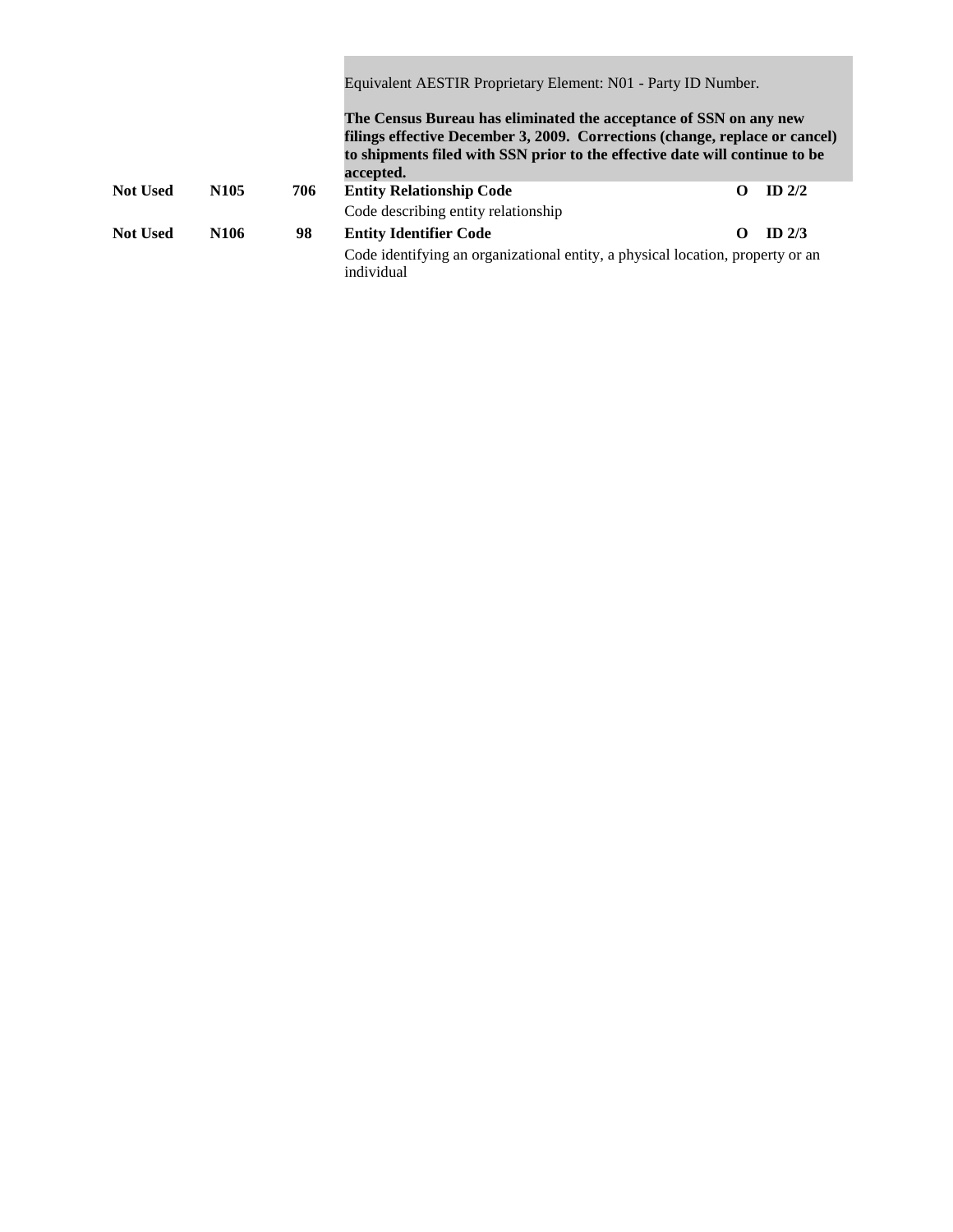Equivalent AESTIR Proprietary Element: N01 - Party ID Number.

**The Census Bureau has eliminated the acceptance of SSN on any new filings effective December 3, 2009. Corrections (change, replace or cancel) to shipments filed with SSN prior to the effective date will continue to be accepted.**

| | | | | | |
|---|---|---|---|---|---|
| **Not Used** | **N105** | **706** | **Entity Relationship Code**<br>Code describing entity relationship | **O** | **ID 2/2** |
| **Not Used** | **N106** | **98** | **Entity Identifier Code**<br>Code identifying an organizational entity, a physical location, property or an individual | **O** | **ID 2/3** |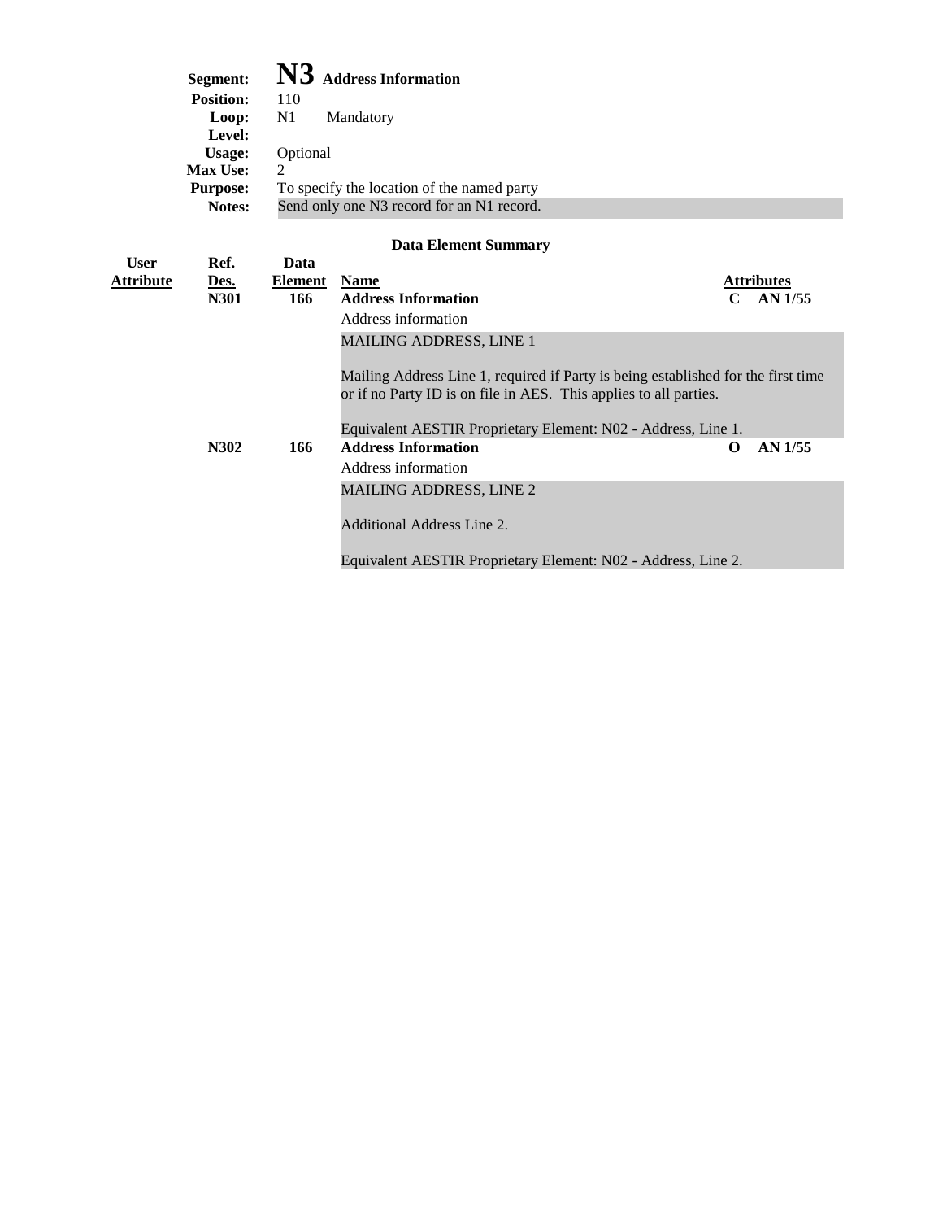**Segment:** **N3** **Address Information**
**Position:** 110
**Loop:** N1 Mandatory
**Level:**
**Usage:** Optional
**Max Use:** 2
**Purpose:** To specify the location of the named party
**Notes:** Send only one N3 record for an N1 record.

### Data Element Summary

| User Attribute | Ref. Des. | Data Element | Name | Attributes |
|---|---|---|---|---|
| | **N301** | **166** | **Address Information**<br>Address information<br>MAILING ADDRESS, LINE 1<br><br>Mailing Address Line 1, required if Party is being established for the first time or if no Party ID is on file in AES. This applies to all parties.<br><br>Equivalent AESTIR Proprietary Element: N02 - Address, Line 1. | **C AN 1/55** |
| | **N302** | **166** | **Address Information**<br>Address information<br>MAILING ADDRESS, LINE 2<br><br>Additional Address Line 2.<br><br>Equivalent AESTIR Proprietary Element: N02 - Address, Line 2. | **O AN 1/55** |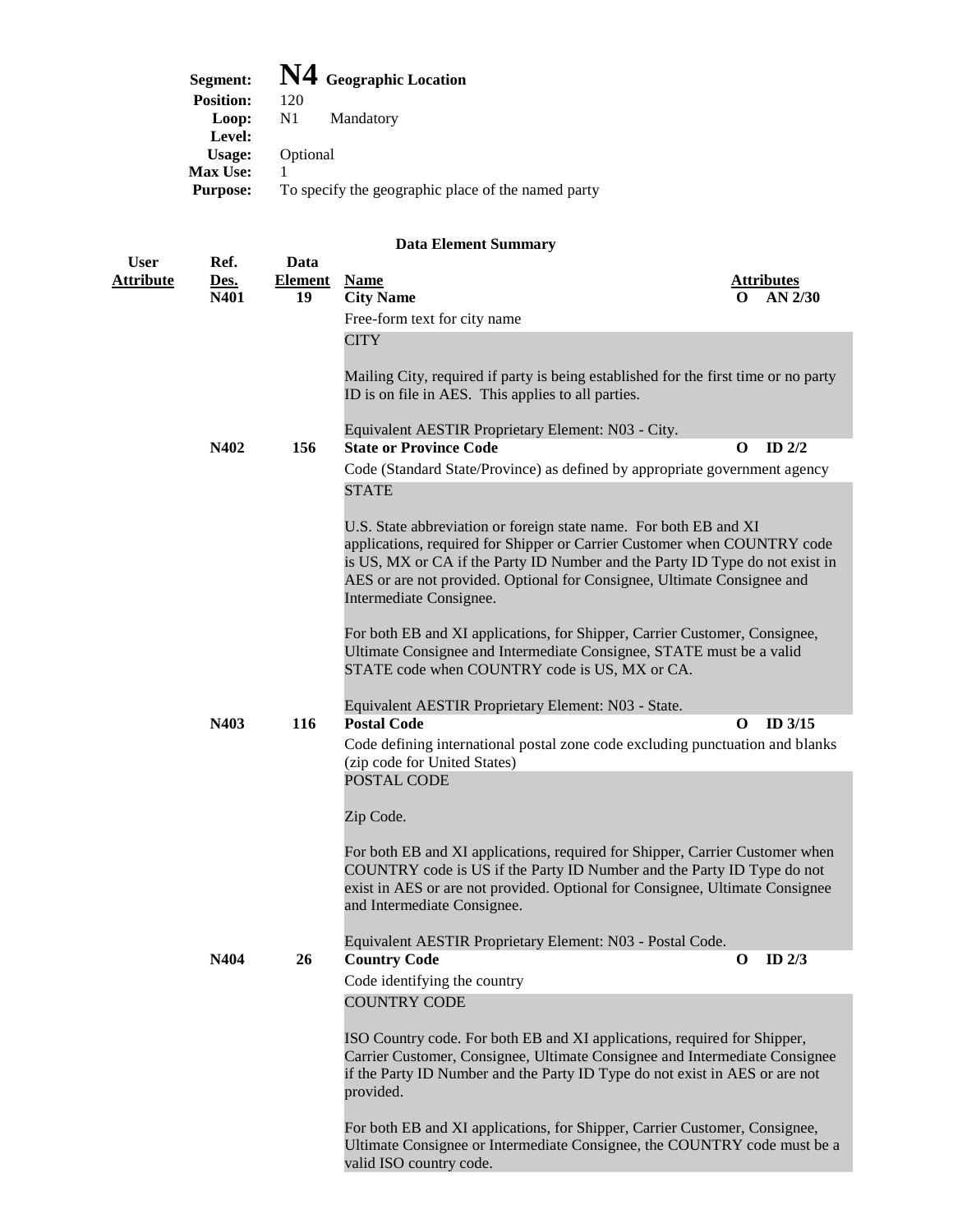**Segment:** **N4** **Geographic Location**
**Position:** 120
**Loop:** N1 Mandatory
**Level:**
**Usage:** Optional
**Max Use:** 1
**Purpose:** To specify the geographic place of the named party

### Data Element Summary

| User Attribute | Ref. Des. | Data Element | Name | | Attributes |
|---|---|---|---|---|---|
| | **N401** | **19** | **City Name** | **O** | **AN 2/30** |
| | | | Free-form text for city name<br><br>CITY<br><br>Mailing City, required if party is being established for the first time or no party ID is on file in AES. This applies to all parties.<br><br>Equivalent AESTIR Proprietary Element: N03 - City. | | |
| | **N402** | **156** | **State or Province Code** | **O** | **ID 2/2** |
| | | | Code (Standard State/Province) as defined by appropriate government agency<br><br>STATE<br><br>U.S. State abbreviation or foreign state name. For both EB and XI applications, required for Shipper or Carrier Customer when COUNTRY code is US, MX or CA if the Party ID Number and the Party ID Type do not exist in AES or are not provided. Optional for Consignee, Ultimate Consignee and Intermediate Consignee.<br><br>For both EB and XI applications, for Shipper, Carrier Customer, Consignee, Ultimate Consignee and Intermediate Consignee, STATE must be a valid STATE code when COUNTRY code is US, MX or CA.<br><br>Equivalent AESTIR Proprietary Element: N03 - State. | | |
| | **N403** | **116** | **Postal Code** | **O** | **ID 3/15** |
| | | | Code defining international postal zone code excluding punctuation and blanks (zip code for United States)<br><br>POSTAL CODE<br><br>Zip Code.<br><br>For both EB and XI applications, required for Shipper, Carrier Customer when COUNTRY code is US if the Party ID Number and the Party ID Type do not exist in AES or are not provided. Optional for Consignee, Ultimate Consignee and Intermediate Consignee.<br><br>Equivalent AESTIR Proprietary Element: N03 - Postal Code. | | |
| | **N404** | **26** | **Country Code** | **O** | **ID 2/3** |
| | | | Code identifying the country<br><br>COUNTRY CODE<br><br>ISO Country code. For both EB and XI applications, required for Shipper, Carrier Customer, Consignee, Ultimate Consignee and Intermediate Consignee if the Party ID Number and the Party ID Type do not exist in AES or are not provided.<br><br>For both EB and XI applications, for Shipper, Carrier Customer, Consignee, Ultimate Consignee or Intermediate Consignee, the COUNTRY code must be a valid ISO country code. | | |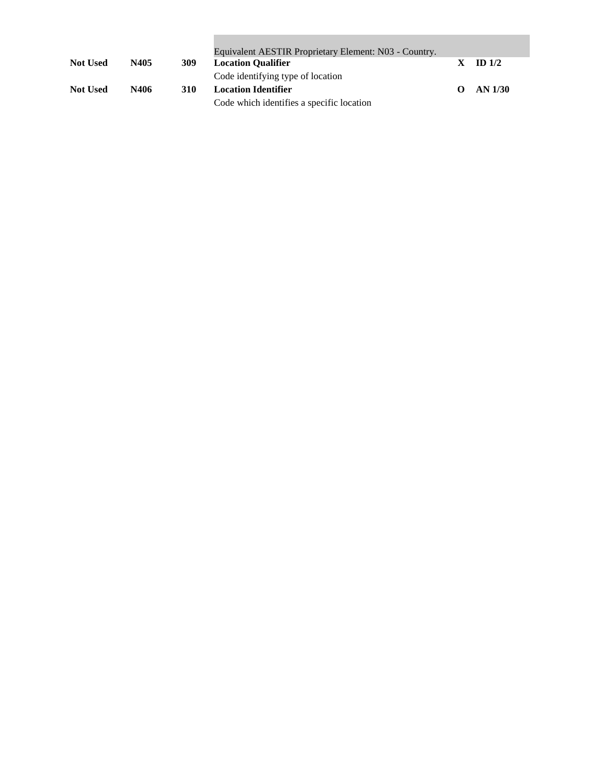Equivalent AESTIR Proprietary Element: N03 - Country.

| | | | | | |
|---|---|---|---|---|---|
| **Not Used** | **N405** | **309** | **Location Qualifier**<br>Code identifying type of location | **X** | **ID 1/2** |
| **Not Used** | **N406** | **310** | **Location Identifier**<br>Code which identifies a specific location | **O** | **AN 1/30** |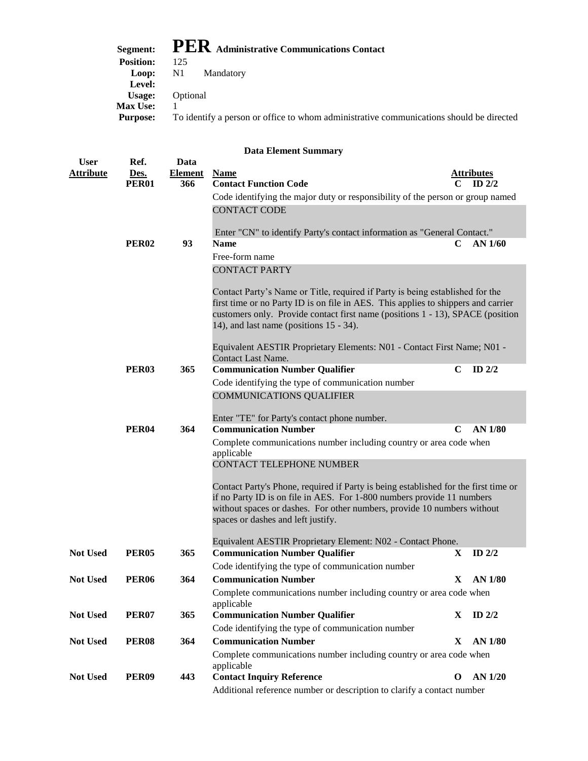**Segment:** **PER** **Administrative Communications Contact**
**Position:** 125
**Loop:** N1 Mandatory
**Level:**
**Usage:** Optional
**Max Use:** 1
**Purpose:** To identify a person or office to whom administrative communications should be directed

**Data Element Summary**

| User Attribute | Ref. Des. | Data Element | Name | Attributes | |
|---|---|---|---|---|---|
| | **PER01** | **366** | **Contact Function Code**<br>Code identifying the major duty or responsibility of the person or group named<br>CONTACT CODE<br><br>Enter "CN" to identify Party's contact information as "General Contact." | **C** | **ID 2/2** |
| | **PER02** | **93** | **Name**<br>Free-form name<br>CONTACT PARTY<br><br>Contact Party's Name or Title, required if Party is being established for the first time or no Party ID is on file in AES. This applies to shippers and carrier customers only. Provide contact first name (positions 1 - 13), SPACE (position 14), and last name (positions 15 - 34).<br><br>Equivalent AESTIR Proprietary Elements: N01 - Contact First Name; N01 - Contact Last Name. | **C** | **AN 1/60** |
| | **PER03** | **365** | **Communication Number Qualifier**<br>Code identifying the type of communication number<br>COMMUNICATIONS QUALIFIER<br><br>Enter "TE" for Party's contact phone number. | **C** | **ID 2/2** |
| | **PER04** | **364** | **Communication Number**<br>Complete communications number including country or area code when applicable<br>CONTACT TELEPHONE NUMBER<br><br>Contact Party's Phone, required if Party is being established for the first time or if no Party ID is on file in AES. For 1-800 numbers provide 11 numbers without spaces or dashes. For other numbers, provide 10 numbers without spaces or dashes and left justify.<br><br>Equivalent AESTIR Proprietary Element: N02 - Contact Phone. | **C** | **AN 1/80** |
| **Not Used** | **PER05** | **365** | **Communication Number Qualifier**<br>Code identifying the type of communication number | **X** | **ID 2/2** |
| **Not Used** | **PER06** | **364** | **Communication Number**<br>Complete communications number including country or area code when applicable | **X** | **AN 1/80** |
| **Not Used** | **PER07** | **365** | **Communication Number Qualifier**<br>Code identifying the type of communication number | **X** | **ID 2/2** |
| **Not Used** | **PER08** | **364** | **Communication Number**<br>Complete communications number including country or area code when applicable | **X** | **AN 1/80** |
| **Not Used** | **PER09** | **443** | **Contact Inquiry Reference**<br>Additional reference number or description to clarify a contact number | **O** | **AN 1/20** |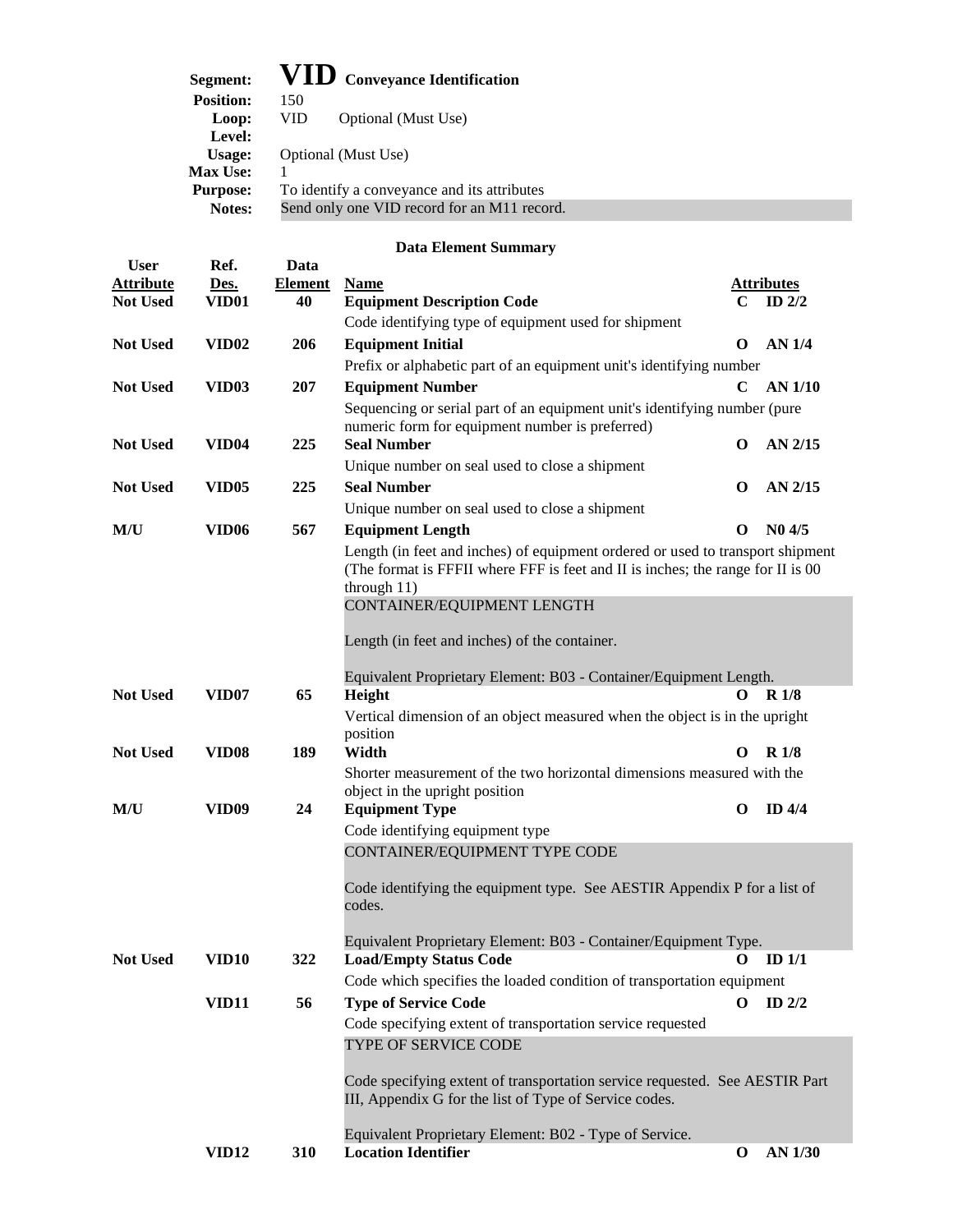**Segment:** **VID** **Conveyance Identification**
**Position:** 150
**Loop:** VID Optional (Must Use)
**Level:**
**Usage:** Optional (Must Use)
**Max Use:** 1
**Purpose:** To identify a conveyance and its attributes
**Notes:** Send only one VID record for an M11 record.

**Data Element Summary**

| User Attribute | Ref. Des. | Data Element | Name | | Attributes |
|---|---|---|---|---|---|
| **Not Used** | **VID01** | **40** | **Equipment Description Code**<br>Code identifying type of equipment used for shipment | **C** | **ID 2/2** |
| **Not Used** | **VID02** | **206** | **Equipment Initial**<br>Prefix or alphabetic part of an equipment unit's identifying number | **O** | **AN 1/4** |
| **Not Used** | **VID03** | **207** | **Equipment Number**<br>Sequencing or serial part of an equipment unit's identifying number (pure numeric form for equipment number is preferred) | **C** | **AN 1/10** |
| **Not Used** | **VID04** | **225** | **Seal Number**<br>Unique number on seal used to close a shipment | **O** | **AN 2/15** |
| **Not Used** | **VID05** | **225** | **Seal Number**<br>Unique number on seal used to close a shipment | **O** | **AN 2/15** |
| **M/U** | **VID06** | **567** | **Equipment Length**<br>Length (in feet and inches) of equipment ordered or used to transport shipment (The format is FFFII where FFF is feet and II is inches; the range for II is 00 through 11)<br>CONTAINER/EQUIPMENT LENGTH<br>Length (in feet and inches) of the container.<br>Equivalent Proprietary Element: B03 - Container/Equipment Length. | **O** | **N0 4/5** |
| **Not Used** | **VID07** | **65** | **Height**<br>Vertical dimension of an object measured when the object is in the upright position | **O** | **R 1/8** |
| **Not Used** | **VID08** | **189** | **Width**<br>Shorter measurement of the two horizontal dimensions measured with the object in the upright position | **O** | **R 1/8** |
| **M/U** | **VID09** | **24** | **Equipment Type**<br>Code identifying equipment type<br>CONTAINER/EQUIPMENT TYPE CODE<br>Code identifying the equipment type. See AESTIR Appendix P for a list of codes.<br>Equivalent Proprietary Element: B03 - Container/Equipment Type. | **O** | **ID 4/4** |
| **Not Used** | **VID10** | **322** | **Load/Empty Status Code**<br>Code which specifies the loaded condition of transportation equipment | **O** | **ID 1/1** |
| | **VID11** | **56** | **Type of Service Code**<br>Code specifying extent of transportation service requested<br>TYPE OF SERVICE CODE<br>Code specifying extent of transportation service requested. See AESTIR Part III, Appendix G for the list of Type of Service codes.<br>Equivalent Proprietary Element: B02 - Type of Service. | **O** | **ID 2/2** |
| | **VID12** | **310** | **Location Identifier** | **O** | **AN 1/30** |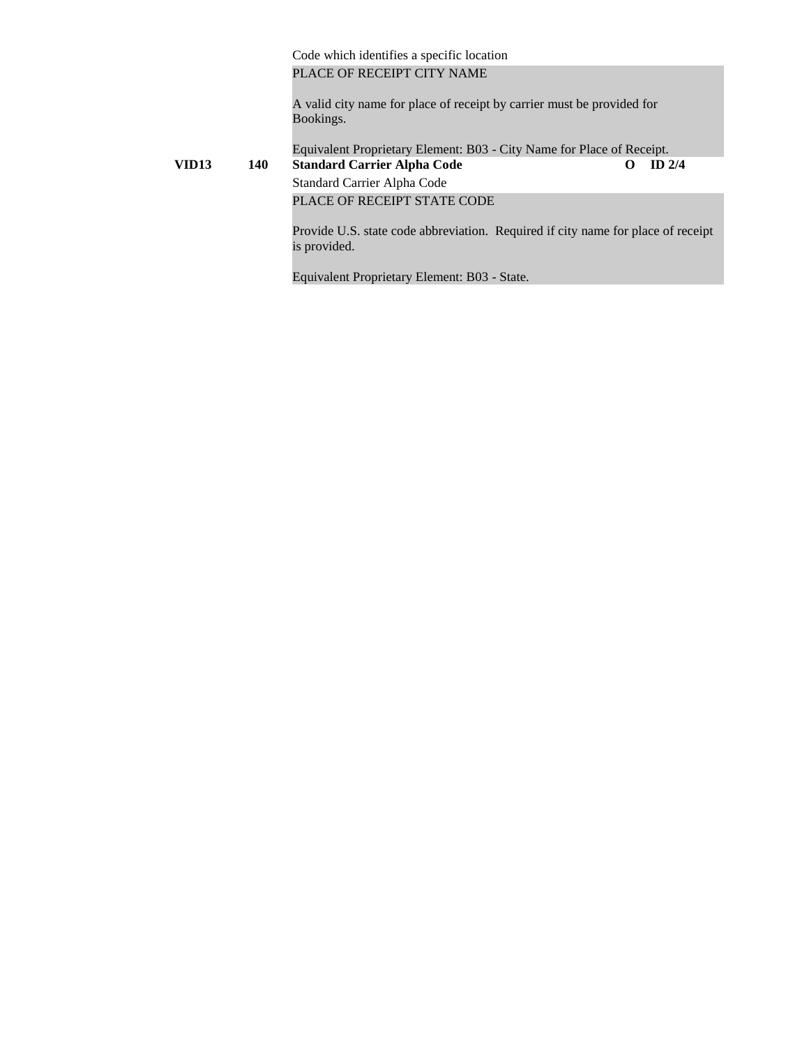Code which identifies a specific location

PLACE OF RECEIPT CITY NAME

A valid city name for place of receipt by carrier must be provided for Bookings.

Equivalent Proprietary Element: B03 - City Name for Place of Receipt.

| | | | | |
|---|---|---|---|---|
| **VID13** | **140** | **Standard Carrier Alpha Code** | **O** | **ID 2/4** |

Standard Carrier Alpha Code

PLACE OF RECEIPT STATE CODE

Provide U.S. state code abbreviation. Required if city name for place of receipt is provided.

Equivalent Proprietary Element: B03 - State.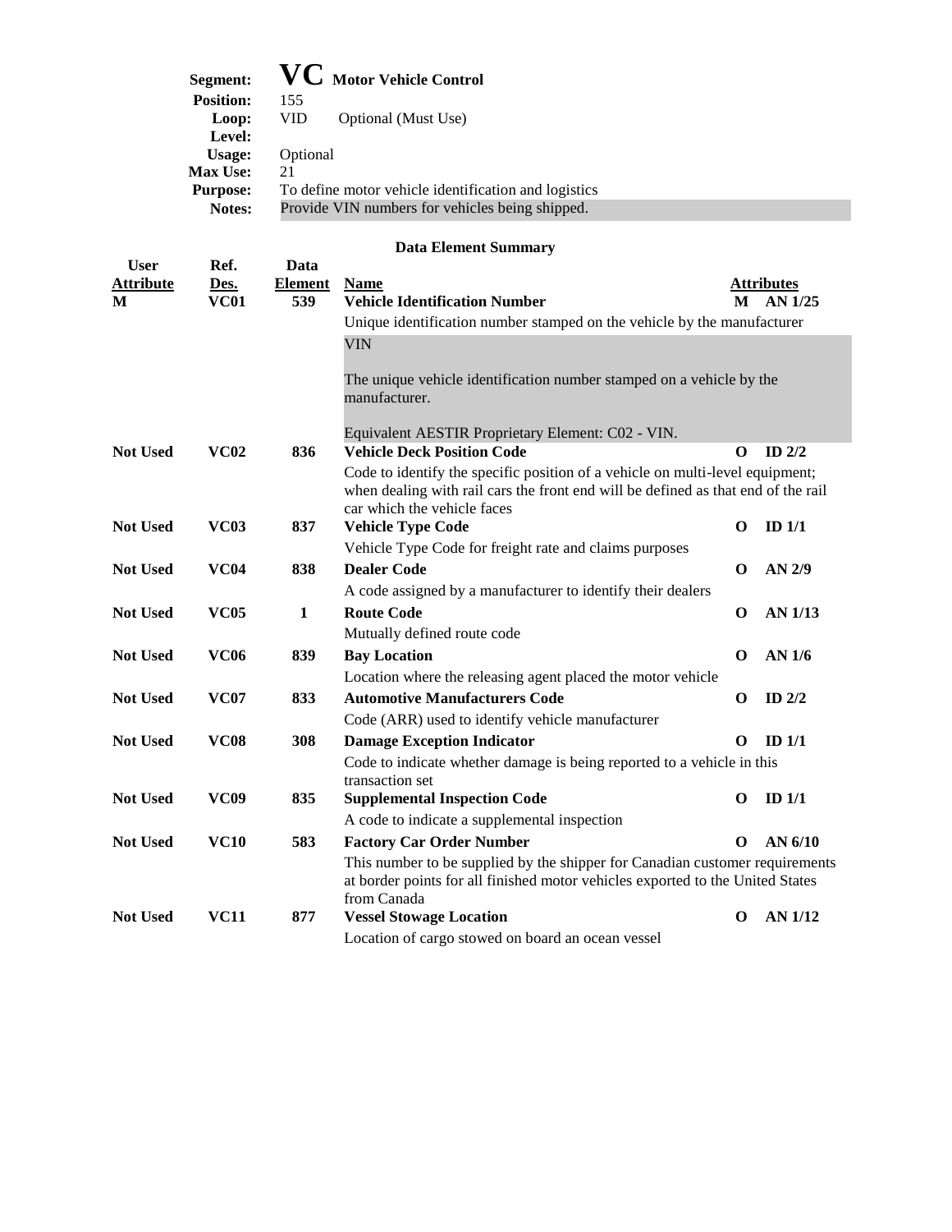**Segment:** **VC** **Motor Vehicle Control**
**Position:** 155
**Loop:** VID Optional (Must Use)
**Level:**
**Usage:** Optional
**Max Use:** 21
**Purpose:** To define motor vehicle identification and logistics
**Notes:** Provide VIN numbers for vehicles being shipped.

**Data Element Summary**

| User Attribute | Ref. Des. | Data Element | Name | | Attributes |
|---|---|---|---|---|---|
| **M** | **VC01** | **539** | **Vehicle Identification Number** | **M** | **AN 1/25** |
| | | | Unique identification number stamped on the vehicle by the manufacturer<br><br>VIN<br><br>The unique vehicle identification number stamped on a vehicle by the manufacturer.<br><br>Equivalent AESTIR Proprietary Element: C02 - VIN. | | |
| **Not Used** | **VC02** | **836** | **Vehicle Deck Position Code** | **O** | **ID 2/2** |
| | | | Code to identify the specific position of a vehicle on multi-level equipment; when dealing with rail cars the front end will be defined as that end of the rail car which the vehicle faces | | |
| **Not Used** | **VC03** | **837** | **Vehicle Type Code** | **O** | **ID 1/1** |
| | | | Vehicle Type Code for freight rate and claims purposes | | |
| **Not Used** | **VC04** | **838** | **Dealer Code** | **O** | **AN 2/9** |
| | | | A code assigned by a manufacturer to identify their dealers | | |
| **Not Used** | **VC05** | **1** | **Route Code** | **O** | **AN 1/13** |
| | | | Mutually defined route code | | |
| **Not Used** | **VC06** | **839** | **Bay Location** | **O** | **AN 1/6** |
| | | | Location where the releasing agent placed the motor vehicle | | |
| **Not Used** | **VC07** | **833** | **Automotive Manufacturers Code** | **O** | **ID 2/2** |
| | | | Code (ARR) used to identify vehicle manufacturer | | |
| **Not Used** | **VC08** | **308** | **Damage Exception Indicator** | **O** | **ID 1/1** |
| | | | Code to indicate whether damage is being reported to a vehicle in this transaction set | | |
| **Not Used** | **VC09** | **835** | **Supplemental Inspection Code** | **O** | **ID 1/1** |
| | | | A code to indicate a supplemental inspection | | |
| **Not Used** | **VC10** | **583** | **Factory Car Order Number** | **O** | **AN 6/10** |
| | | | This number to be supplied by the shipper for Canadian customer requirements at border points for all finished motor vehicles exported to the United States from Canada | | |
| **Not Used** | **VC11** | **877** | **Vessel Stowage Location** | **O** | **AN 1/12** |
| | | | Location of cargo stowed on board an ocean vessel | | |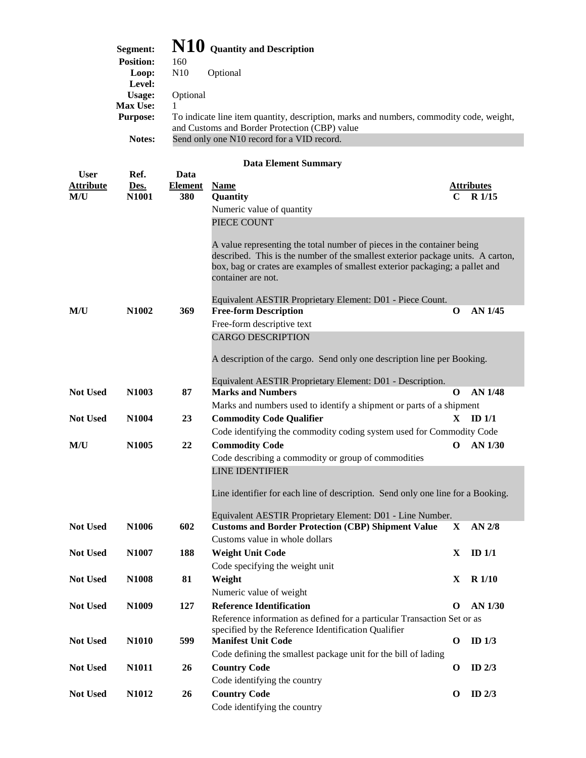**Segment:** **N10** **Quantity and Description**
**Position:** 160
**Loop:** N10 Optional
**Level:**
**Usage:** Optional
**Max Use:** 1
**Purpose:** To indicate line item quantity, description, marks and numbers, commodity code, weight, and Customs and Border Protection (CBP) value
**Notes:** Send only one N10 record for a VID record.

### Data Element Summary

| User Attribute | Ref. Des. | Data Element | Name | | Attributes |
|---|---|---|---|---|---|
| M/U | N1001 | 380 | **Quantity**<br>Numeric value of quantity<br>PIECE COUNT<br><br>A value representing the total number of pieces in the container being described. This is the number of the smallest exterior package units. A carton, box, bag or crates are examples of smallest exterior packaging; a pallet and container are not.<br><br>Equivalent AESTIR Proprietary Element: D01 - Piece Count. | C | R 1/15 |
| M/U | N1002 | 369 | **Free-form Description**<br>Free-form descriptive text<br>CARGO DESCRIPTION<br><br>A description of the cargo. Send only one description line per Booking.<br><br>Equivalent AESTIR Proprietary Element: D01 - Description. | O | AN 1/45 |
| Not Used | N1003 | 87 | **Marks and Numbers**<br>Marks and numbers used to identify a shipment or parts of a shipment | O | AN 1/48 |
| Not Used | N1004 | 23 | **Commodity Code Qualifier**<br>Code identifying the commodity coding system used for Commodity Code | X | ID 1/1 |
| M/U | N1005 | 22 | **Commodity Code**<br>Code describing a commodity or group of commodities<br>LINE IDENTIFIER<br><br>Line identifier for each line of description. Send only one line for a Booking.<br><br>Equivalent AESTIR Proprietary Element: D01 - Line Number. | O | AN 1/30 |
| Not Used | N1006 | 602 | **Customs and Border Protection (CBP) Shipment Value**<br>Customs value in whole dollars | X | AN 2/8 |
| Not Used | N1007 | 188 | **Weight Unit Code**<br>Code specifying the weight unit | X | ID 1/1 |
| Not Used | N1008 | 81 | **Weight**<br>Numeric value of weight | X | R 1/10 |
| Not Used | N1009 | 127 | **Reference Identification**<br>Reference information as defined for a particular Transaction Set or as specified by the Reference Identification Qualifier | O | AN 1/30 |
| Not Used | N1010 | 599 | **Manifest Unit Code**<br>Code defining the smallest package unit for the bill of lading | O | ID 1/3 |
| Not Used | N1011 | 26 | **Country Code**<br>Code identifying the country | O | ID 2/3 |
| Not Used | N1012 | 26 | **Country Code**<br>Code identifying the country | O | ID 2/3 |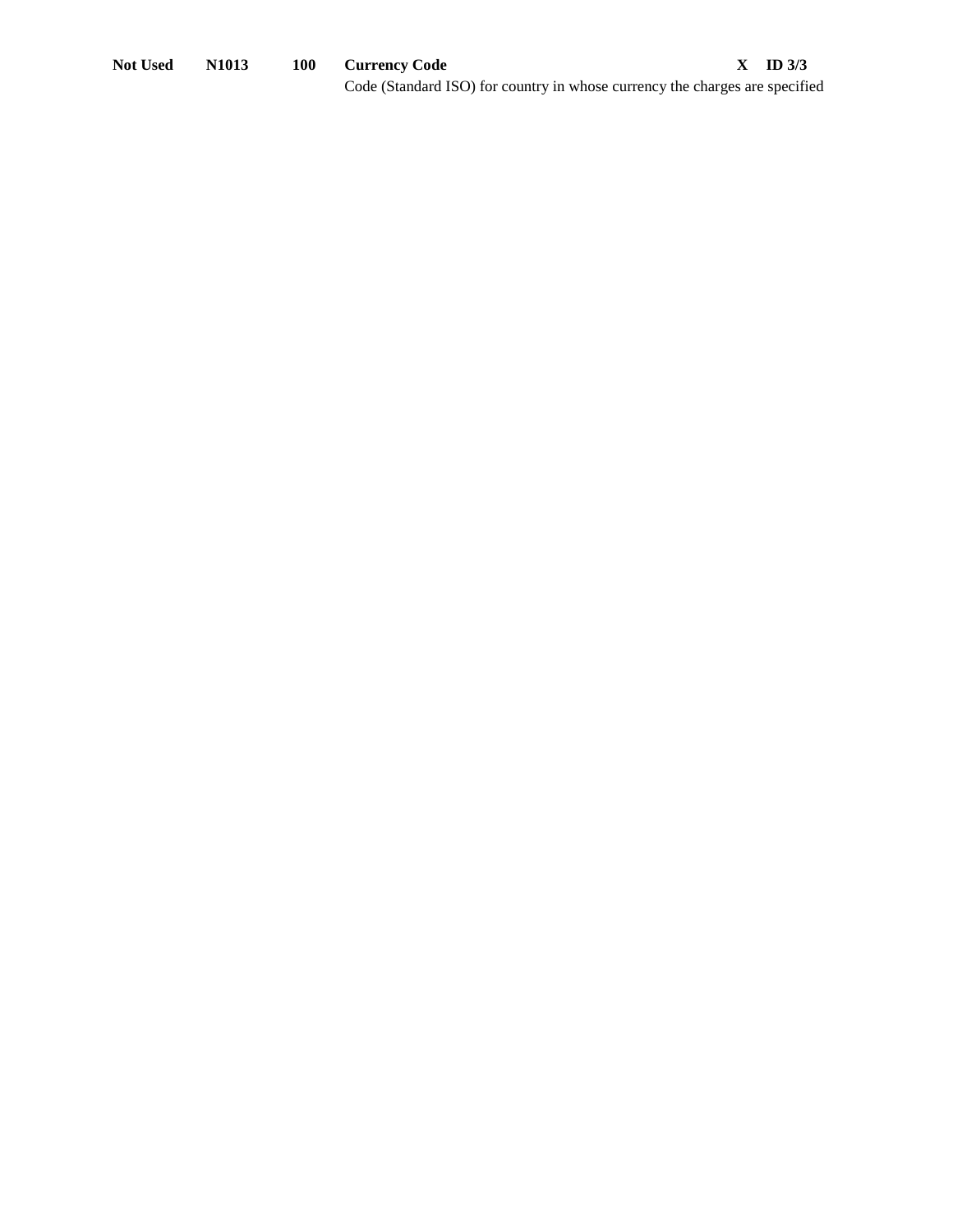| | | | | | |
|---|---|---|---|---|---|
| **Not Used** | **N1013** | **100** | **Currency Code** | **X** | **ID 3/3** |
| | | | Code (Standard ISO) for country in whose currency the charges are specified | | |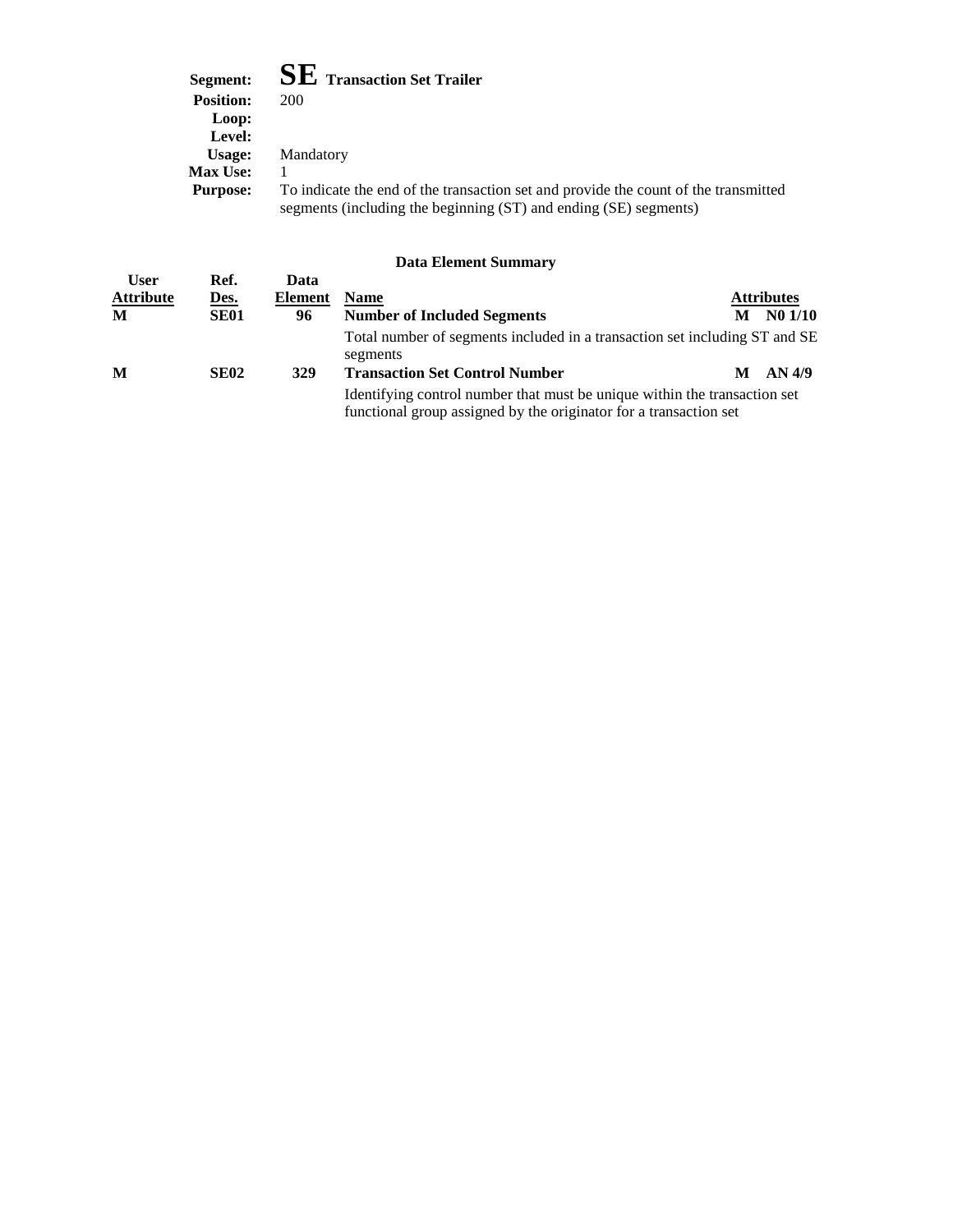**Segment:** **SE** **Transaction Set Trailer**
**Position:** 200
**Loop:**
**Level:**
**Usage:** Mandatory
**Max Use:** 1
**Purpose:** To indicate the end of the transaction set and provide the count of the transmitted segments (including the beginning (ST) and ending (SE) segments)

**Data Element Summary**

| User Attribute | Ref. Des. | Data Element | Name | Attributes |
|---|---|---|---|---|
| **M** | **SE01** | **96** | **Number of Included Segments**<br>Total number of segments included in a transaction set including ST and SE segments | **M N0 1/10** |
| **M** | **SE02** | **329** | **Transaction Set Control Number**<br>Identifying control number that must be unique within the transaction set functional group assigned by the originator for a transaction set | **M AN 4/9** |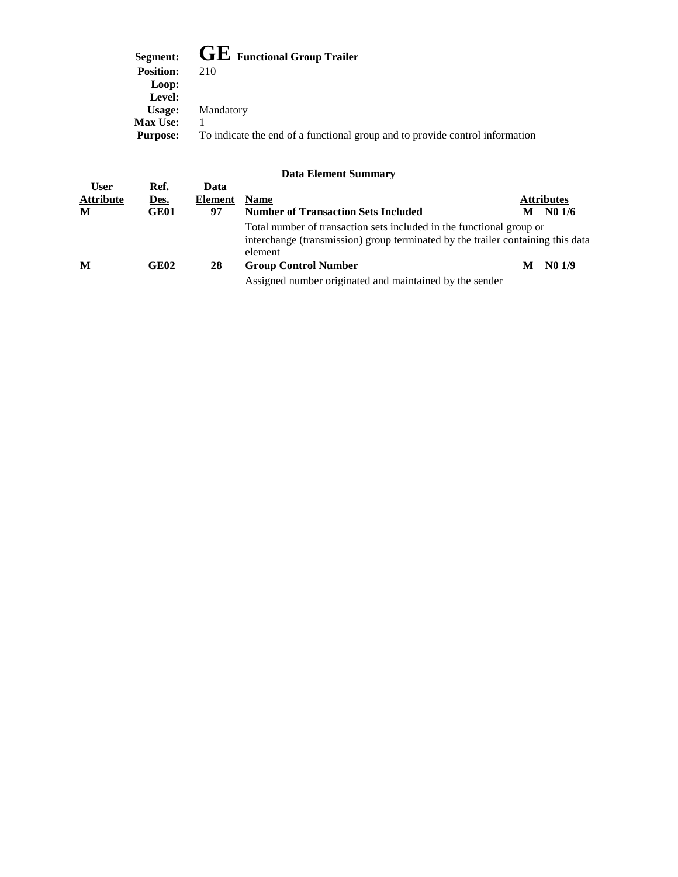**Segment:** **GE** **Functional Group Trailer**
**Position:** 210
**Loop:**
**Level:**
**Usage:** Mandatory
**Max Use:** 1
**Purpose:** To indicate the end of a functional group and to provide control information

### Data Element Summary

| User Attribute | Ref. Des. | Data Element | Name | Attributes |
|---|---|---|---|---|
| M | GE01 | 97 | **Number of Transaction Sets Included** | M N0 1/6 |
| | | | Total number of transaction sets included in the functional group or interchange (transmission) group terminated by the trailer containing this data element | |
| M | GE02 | 28 | **Group Control Number** | M N0 1/9 |
| | | | Assigned number originated and maintained by the sender | |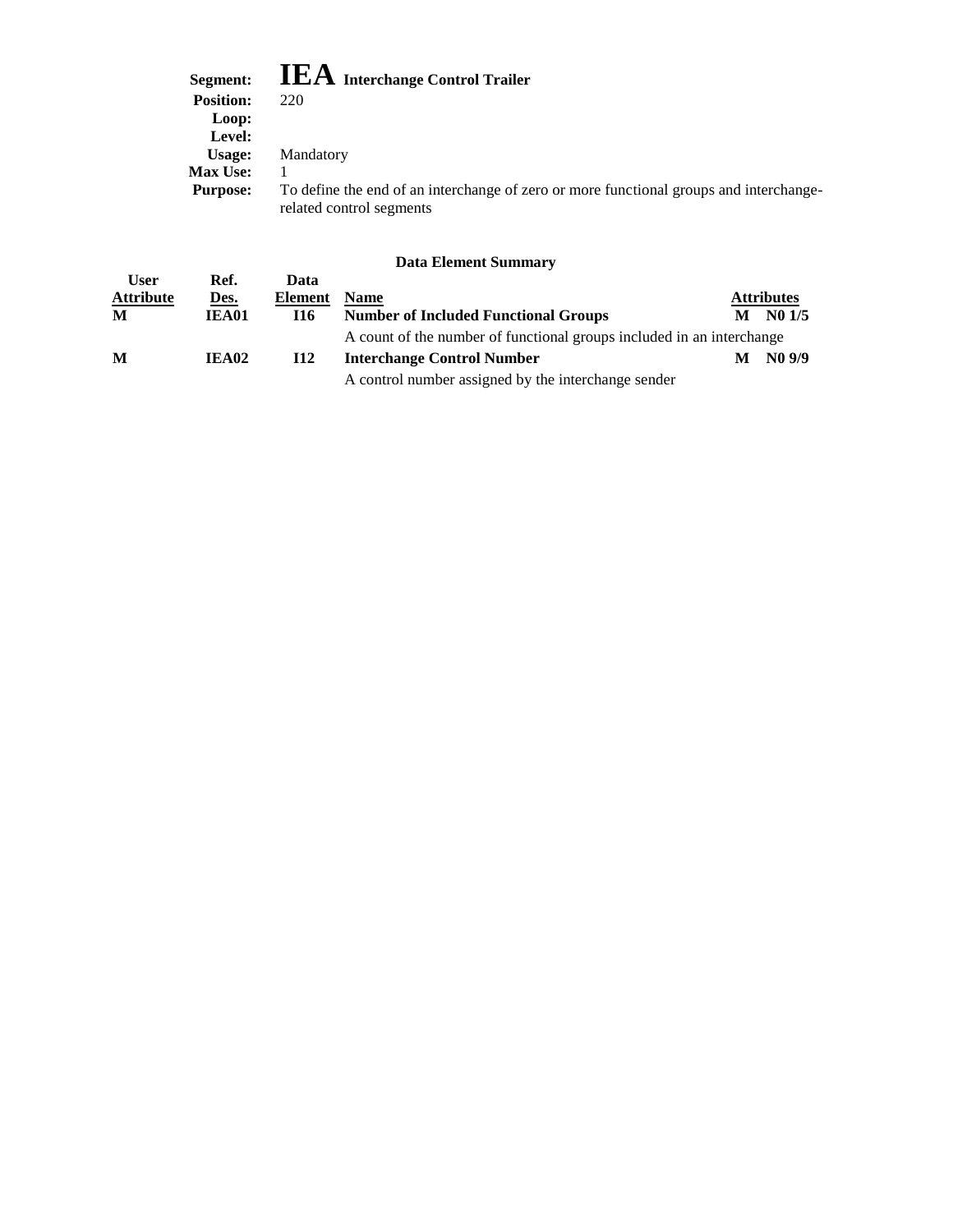**Segment:** **IEA** **Interchange Control Trailer**
**Position:** 220
**Loop:**
**Level:**
**Usage:** Mandatory
**Max Use:** 1
**Purpose:** To define the end of an interchange of zero or more functional groups and interchange-related control segments

**Data Element Summary**

| User Attribute | Ref. Des. | Data Element | Name | Attributes | |
|---|---|---|---|---|---|
| **M** | **IEA01** | **I16** | **Number of Included Functional Groups** | **M** | **N0 1/5** |
| | | | A count of the number of functional groups included in an interchange | | |
| **M** | **IEA02** | **I12** | **Interchange Control Number** | **M** | **N0 9/9** |
| | | | A control number assigned by the interchange sender | | |